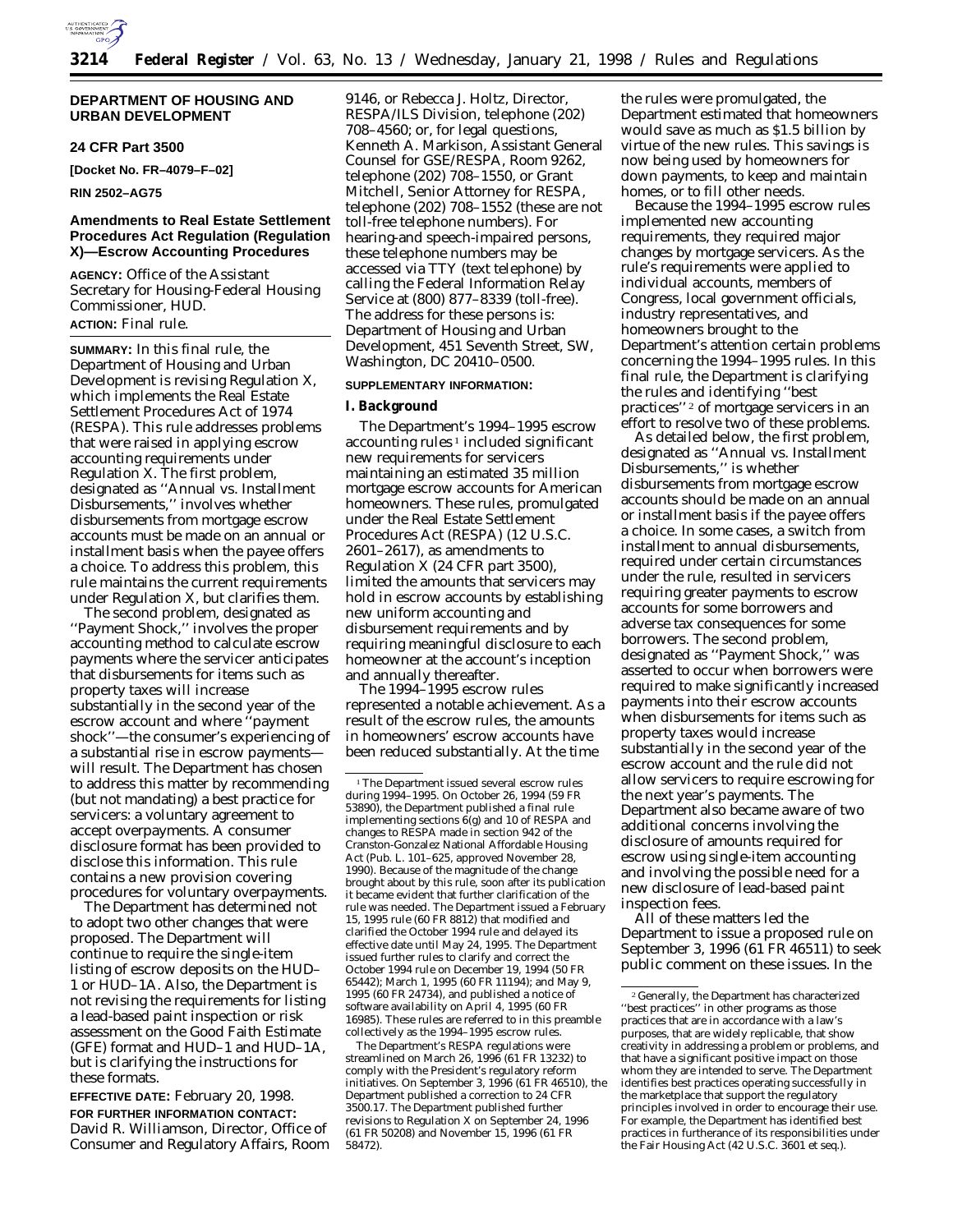## DEPARTMENT OF HOUSING AND URBAN DEVELOPMENT

### 24 CFR Part 3500

**[Docket No. FR–4079–F–02]**

**RIN 2502–AG75**

### Amendments to Real Estate Settlement Procedures Act Regulation (Regulation X)—Escrow Accounting Procedures

**AGENCY:** Office of the Assistant Secretary for Housing-Federal Housing Commissioner, HUD.

**ACTION:** Final rule.

**SUMMARY:** In this final rule, the Department of Housing and Urban Development is revising Regulation X, which implements the Real Estate Settlement Procedures Act of 1974 (RESPA). This rule addresses problems that were raised in applying escrow accounting requirements under Regulation X. The first problem, designated as ''Annual vs. Installment Disbursements,'' involves whether disbursements from mortgage escrow accounts must be made on an annual or installment basis when the payee offers a choice. To address this problem, this rule maintains the current requirements under Regulation X, but clarifies them.

The second problem, designated as ''Payment Shock,'' involves the proper accounting method to calculate escrow payments where the servicer anticipates that disbursements for items such as property taxes will increase substantially in the second year of the escrow account and where ''payment shock''—the consumer's experiencing of a substantial rise in escrow payments—will result. The Department has chosen to address this matter by recommending (but not mandating) a best practice for servicers: a voluntary agreement to accept overpayments. A consumer disclosure format has been provided to disclose this information. This rule contains a new provision covering procedures for voluntary overpayments.

The Department has determined not to adopt two other changes that were proposed. The Department will continue to require the single-item listing of escrow deposits on the HUD–1 or HUD–1A. Also, the Department is not revising the requirements for listing a lead-based paint inspection or risk assessment on the Good Faith Estimate (GFE) format and HUD–1 and HUD–1A, but is clarifying the instructions for these formats.

**EFFECTIVE DATE:** February 20, 1998.

**FOR FURTHER INFORMATION CONTACT:** David R. Williamson, Director, Office of Consumer and Regulatory Affairs, Room 9146, or Rebecca J. Holtz, Director, RESPA/ILS Division, telephone (202) 708–4560; or, for legal questions, Kenneth A. Markison, Assistant General Counsel for GSE/RESPA, Room 9262, telephone (202) 708–1550, or Grant Mitchell, Senior Attorney for RESPA, telephone (202) 708–1552 (these are not toll-free telephone numbers). For hearing-and speech-impaired persons, these telephone numbers may be accessed via TTY (text telephone) by calling the Federal Information Relay Service at (800) 877–8339 (toll-free). The address for these persons is: Department of Housing and Urban Development, 451 Seventh Street, SW, Washington, DC 20410–0500.

**SUPPLEMENTARY INFORMATION:**

### I. Background

The Department's 1994–1995 escrow accounting rules [1] included significant new requirements for servicers maintaining an estimated 35 million mortgage escrow accounts for American homeowners. These rules, promulgated under the Real Estate Settlement Procedures Act (RESPA) (12 U.S.C. 2601–2617), as amendments to Regulation X (24 CFR part 3500), limited the amounts that servicers may hold in escrow accounts by establishing new uniform accounting and disbursement requirements and by requiring meaningful disclosure to each homeowner at the account's inception and annually thereafter.

The 1994–1995 escrow rules represented a notable achievement. As a result of the escrow rules, the amounts in homeowners' escrow accounts have been reduced substantially. At the time the rules were promulgated, the Department estimated that homeowners would save as much as $1.5 billion by virtue of the new rules. This savings is now being used by homeowners for down payments, to keep and maintain homes, or to fill other needs.

Because the 1994–1995 escrow rules implemented new accounting requirements, they required major changes by mortgage servicers. As the rule's requirements were applied to individual accounts, members of Congress, local government officials, industry representatives, and homeowners brought to the Department's attention certain problems concerning the 1994–1995 rules. In this final rule, the Department is clarifying the rules and identifying ''best practices'' [2] of mortgage servicers in an effort to resolve two of these problems.

As detailed below, the first problem, designated as ''Annual vs. Installment Disbursements,'' is whether disbursements from mortgage escrow accounts should be made on an annual or installment basis if the payee offers a choice. In some cases, a switch from installment to annual disbursements, required under certain circumstances under the rule, resulted in servicers requiring greater payments to escrow accounts for some borrowers and adverse tax consequences for some borrowers. The second problem, designated as ''Payment Shock,'' was asserted to occur when borrowers were required to make significantly increased payments into their escrow accounts when disbursements for items such as property taxes would increase substantially in the second year of the escrow account and the rule did not allow servicers to require escrowing for the next year's payments. The Department also became aware of two additional concerns involving the disclosure of amounts required for escrow using single-item accounting and involving the possible need for a new disclosure of lead-based paint inspection fees.

All of these matters led the Department to issue a proposed rule on September 3, 1996 (61 FR 46511) to seek public comment on these issues. In the

---

[1] The Department issued several escrow rules during 1994–1995. On October 26, 1994 (59 FR 53890), the Department published a final rule implementing sections 6(g) and 10 of RESPA and changes to RESPA made in section 942 of the Cranston-Gonzalez National Affordable Housing Act (Pub. L. 101–625, approved November 28, 1990). Because of the magnitude of the change brought about by this rule, soon after its publication it became evident that further clarification of the rule was needed. The Department issued a February 15, 1995 rule (60 FR 8812) that modified and clarified the October 1994 rule and delayed its effective date until May 24, 1995. The Department issued further rules to clarify and correct the October 1994 rule on December 19, 1994 (50 FR 65442); March 1, 1995 (60 FR 11194); and May 9, 1995 (60 FR 24734), and published a notice of software availability on April 4, 1995 (60 FR 16985). These rules are referred to in this preamble collectively as the 1994–1995 escrow rules.

The Department's RESPA regulations were streamlined on March 26, 1996 (61 FR 13232) to comply with the President's regulatory reform initiatives. On September 3, 1996 (61 FR 46510), the Department published a correction to 24 CFR 3500.17. The Department published further revisions to Regulation X on September 24, 1996 (61 FR 50208) and November 15, 1996 (61 FR 58472).

[2] Generally, the Department has characterized ''best practices'' in other programs as those practices that are in accordance with a law's purposes, that are widely replicable, that show creativity in addressing a problem or problems, and that have a significant positive impact on those whom they are intended to serve. The Department identifies best practices operating successfully in the marketplace that support the regulatory principles involved in order to encourage their use. For example, the Department has identified best practices in furtherance of its responsibilities under the Fair Housing Act (42 U.S.C. 3601 et seq.).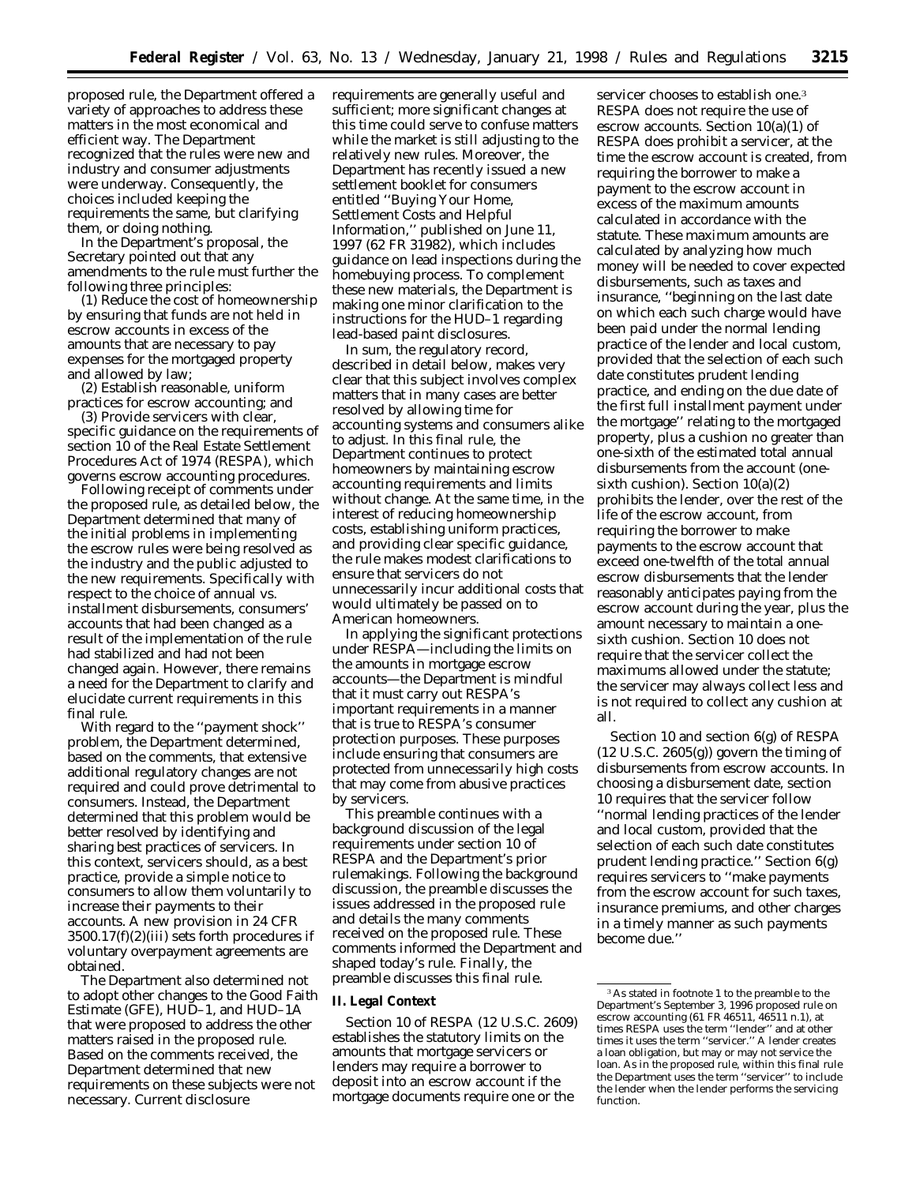proposed rule, the Department offered a variety of approaches to address these matters in the most economical and efficient way. The Department recognized that the rules were new and industry and consumer adjustments were underway. Consequently, the choices included keeping the requirements the same, but clarifying them, or doing nothing.

In the Department's proposal, the Secretary pointed out that any amendments to the rule must further the following three principles:

(1) Reduce the cost of homeownership by ensuring that funds are not held in escrow accounts in excess of the amounts that are necessary to pay expenses for the mortgaged property and allowed by law;

(2) Establish reasonable, uniform practices for escrow accounting; and

(3) Provide servicers with clear, specific guidance on the requirements of section 10 of the Real Estate Settlement Procedures Act of 1974 (RESPA), which governs escrow accounting procedures.

Following receipt of comments under the proposed rule, as detailed below, the Department determined that many of the initial problems in implementing the escrow rules were being resolved as the industry and the public adjusted to the new requirements. Specifically with respect to the choice of annual vs. installment disbursements, consumers' accounts that had been changed as a result of the implementation of the rule had stabilized and had not been changed again. However, there remains a need for the Department to clarify and elucidate current requirements in this final rule.

With regard to the ''payment shock'' problem, the Department determined, based on the comments, that extensive additional regulatory changes are not required and could prove detrimental to consumers. Instead, the Department determined that this problem would be better resolved by identifying and sharing best practices of servicers. In this context, servicers should, as a best practice, provide a simple notice to consumers to allow them voluntarily to increase their payments to their accounts. A new provision in 24 CFR 3500.17(f)(2)(iii) sets forth procedures if voluntary overpayment agreements are obtained.

The Department also determined not to adopt other changes to the Good Faith Estimate (GFE), HUD–1, and HUD–1A that were proposed to address the other matters raised in the proposed rule. Based on the comments received, the Department determined that new requirements on these subjects were not necessary. Current disclosure requirements are generally useful and sufficient; more significant changes at this time could serve to confuse matters while the market is still adjusting to the relatively new rules. Moreover, the Department has recently issued a new settlement booklet for consumers entitled ''Buying Your Home, Settlement Costs and Helpful Information,'' published on June 11, 1997 (62 FR 31982), which includes guidance on lead inspections during the homebuying process. To complement these new materials, the Department is making one minor clarification to the instructions for the HUD–1 regarding lead-based paint disclosures.

In sum, the regulatory record, described in detail below, makes very clear that this subject involves complex matters that in many cases are better resolved by allowing time for accounting systems and consumers alike to adjust. In this final rule, the Department continues to protect homeowners by maintaining escrow accounting requirements and limits without change. At the same time, in the interest of reducing homeownership costs, establishing uniform practices, and providing clear specific guidance, the rule makes modest clarifications to ensure that servicers do not unnecessarily incur additional costs that would ultimately be passed on to American homeowners.

In applying the significant protections under RESPA—including the limits on the amounts in mortgage escrow accounts—the Department is mindful that it must carry out RESPA's important requirements in a manner that is true to RESPA's consumer protection purposes. These purposes include ensuring that consumers are protected from unnecessarily high costs that may come from abusive practices by servicers.

This preamble continues with a background discussion of the legal requirements under section 10 of RESPA and the Department's prior rulemakings. Following the background discussion, the preamble discusses the issues addressed in the proposed rule and details the many comments received on the proposed rule. These comments informed the Department and shaped today's rule. Finally, the preamble discusses this final rule.

## II. Legal Context

Section 10 of RESPA (12 U.S.C. 2609) establishes the statutory limits on the amounts that mortgage servicers or lenders may require a borrower to deposit into an escrow account if the mortgage documents require one or the servicer chooses to establish one.[3] RESPA does not require the use of escrow accounts. Section 10(a)(1) of RESPA does prohibit a servicer, at the time the escrow account is created, from requiring the borrower to make a payment to the escrow account in excess of the maximum amounts calculated in accordance with the statute. These maximum amounts are calculated by analyzing how much money will be needed to cover expected disbursements, such as taxes and insurance, ''beginning on the last date on which each such charge would have been paid under the normal lending practice of the lender and local custom, provided that the selection of each such date constitutes prudent lending practice, and ending on the due date of the first full installment payment under the mortgage'' relating to the mortgaged property, plus a cushion no greater than one-sixth of the estimated total annual disbursements from the account (one-sixth cushion). Section 10(a)(2) prohibits the lender, over the rest of the life of the escrow account, from requiring the borrower to make payments to the escrow account that exceed one-twelfth of the total annual escrow disbursements that the lender reasonably anticipates paying from the escrow account during the year, plus the amount necessary to maintain a one-sixth cushion. Section 10 does not require that the servicer collect the maximums allowed under the statute; the servicer may always collect less and is not required to collect any cushion at all.

Section 10 and section 6(g) of RESPA (12 U.S.C. 2605(g)) govern the timing of disbursements from escrow accounts. In choosing a disbursement date, section 10 requires that the servicer follow ''normal lending practices of the lender and local custom, provided that the selection of each such date constitutes prudent lending practice.'' Section 6(g) requires servicers to ''make payments from the escrow account for such taxes, insurance premiums, and other charges in a timely manner as such payments become due.''

[3] As stated in footnote 1 to the preamble to the Department's September 3, 1996 proposed rule on escrow accounting (61 FR 46511, 46511 n.1), at times RESPA uses the term ''lender'' and at other times it uses the term ''servicer.'' A lender creates a loan obligation, but may or may not service the loan. As in the proposed rule, within this final rule the Department uses the term ''servicer'' to include the lender when the lender performs the servicing function.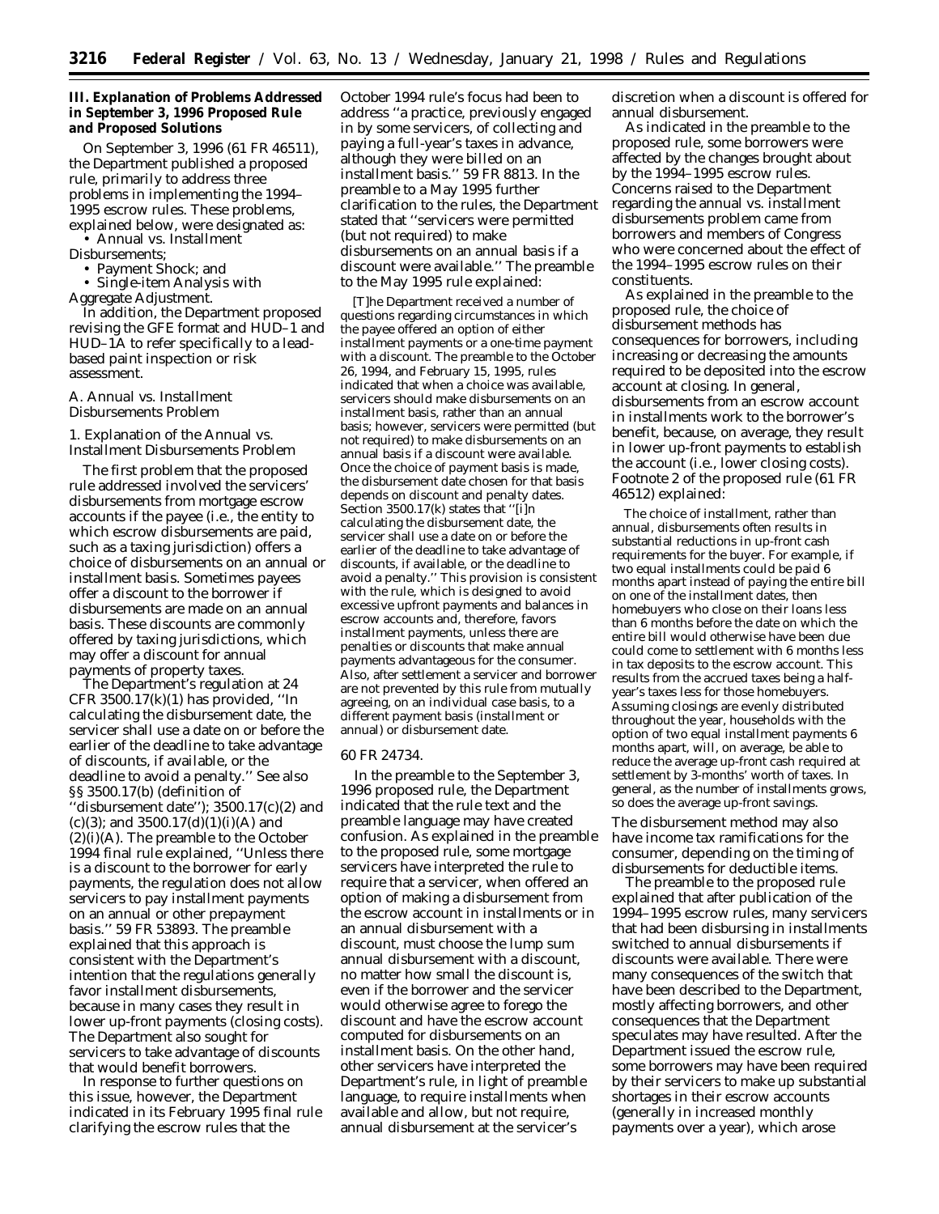## III. Explanation of Problems Addressed in September 3, 1996 Proposed Rule and Proposed Solutions

On September 3, 1996 (61 FR 46511), the Department published a proposed rule, primarily to address three problems in implementing the 1994–1995 escrow rules. These problems, explained below, were designated as:

- Annual vs. Installment Disbursements;
- Payment Shock; and
- Single-item Analysis with Aggregate Adjustment.

In addition, the Department proposed revising the GFE format and HUD–1 and HUD–1A to refer specifically to a lead-based paint inspection or risk assessment.

### A. Annual vs. Installment Disbursements Problem

#### 1. Explanation of the Annual vs. Installment Disbursements Problem

The first problem that the proposed rule addressed involved the servicers' disbursements from mortgage escrow accounts if the payee (i.e., the entity to which escrow disbursements are paid, such as a taxing jurisdiction) offers a choice of disbursements on an annual or installment basis. Sometimes payees offer a discount to the borrower if disbursements are made on an annual basis. These discounts are commonly offered by taxing jurisdictions, which may offer a discount for annual payments of property taxes.

The Department's regulation at 24 CFR 3500.17(k)(1) has provided, ''In calculating the disbursement date, the servicer shall use a date on or before the earlier of the deadline to take advantage of discounts, if available, or the deadline to avoid a penalty.'' See also §§ 3500.17(b) (definition of ''disbursement date''); 3500.17(c)(2) and (c)(3); and 3500.17(d)(1)(i)(A) and (2)(i)(A). The preamble to the October 1994 final rule explained, ''Unless there is a discount to the borrower for early payments, the regulation does not allow servicers to pay installment payments on an annual or other prepayment basis.'' 59 FR 53893. The preamble explained that this approach is consistent with the Department's intention that the regulations generally favor installment disbursements, because in many cases they result in lower up-front payments (closing costs). The Department also sought for servicers to take advantage of discounts that would benefit borrowers.

In response to further questions on this issue, however, the Department indicated in its February 1995 final rule clarifying the escrow rules that the October 1994 rule's focus had been to address ''a practice, previously engaged in by some servicers, of collecting and paying a full-year's taxes in advance, although they were billed on an installment basis.'' 59 FR 8813. In the preamble to a May 1995 further clarification to the rules, the Department stated that ''servicers were permitted (but not required) to make disbursements on an annual basis if a discount were available.'' The preamble to the May 1995 rule explained:

> [T]he Department received a number of questions regarding circumstances in which the payee offered an option of either installment payments or a one-time payment with a discount. The preamble to the October 26, 1994, and February 15, 1995, rules indicated that when a choice was available, servicers should make disbursements on an installment basis, rather than an annual basis; however, servicers were permitted (but not required) to make disbursements on an annual basis if a discount were available. Once the choice of payment basis is made, the disbursement date chosen for that basis depends on discount and penalty dates. Section 3500.17(k) states that ''[i]n calculating the disbursement date, the servicer shall use a date on or before the earlier of the deadline to take advantage of discounts, if available, or the deadline to avoid a penalty.'' This provision is consistent with the rule, which is designed to avoid excessive upfront payments and balances in escrow accounts and, therefore, favors installment payments, unless there are penalties or discounts that make annual payments advantageous for the consumer. Also, after settlement a servicer and borrower are not prevented by this rule from mutually agreeing, on an individual case basis, to a different payment basis (installment or annual) or disbursement date.

60 FR 24734.

In the preamble to the September 3, 1996 proposed rule, the Department indicated that the rule text and the preamble language may have created confusion. As explained in the preamble to the proposed rule, some mortgage servicers have interpreted the rule to require that a servicer, when offered an option of making a disbursement from the escrow account in installments or in an annual disbursement with a discount, must choose the lump sum annual disbursement with a discount, no matter how small the discount is, even if the borrower and the servicer would otherwise agree to forego the discount and have the escrow account computed for disbursements on an installment basis. On the other hand, other servicers have interpreted the Department's rule, in light of preamble language, to require installments when available and allow, but not require, annual disbursement at the servicer's discretion when a discount is offered for annual disbursement.

As indicated in the preamble to the proposed rule, some borrowers were affected by the changes brought about by the 1994–1995 escrow rules. Concerns raised to the Department regarding the annual vs. installment disbursements problem came from borrowers and members of Congress who were concerned about the effect of the 1994–1995 escrow rules on their constituents.

As explained in the preamble to the proposed rule, the choice of disbursement methods has consequences for borrowers, including increasing or decreasing the amounts required to be deposited into the escrow account at closing. In general, disbursements from an escrow account in installments work to the borrower's benefit, because, on average, they result in lower up-front payments to establish the account (i.e., lower closing costs). Footnote 2 of the proposed rule (61 FR 46512) explained:

> The choice of installment, rather than annual, disbursements often results in substantial reductions in up-front cash requirements for the buyer. For example, if two equal installments could be paid 6 months apart instead of paying the entire bill on one of the installment dates, then homebuyers who close on their loans less than 6 months before the date on which the entire bill would otherwise have been due could come to settlement with 6 months less in tax deposits to the escrow account. This results from the accrued taxes being a half-year's taxes less for those homebuyers. Assuming closings are evenly distributed throughout the year, households with the option of two equal installment payments 6 months apart, will, on average, be able to reduce the average up-front cash required at settlement by 3-months' worth of taxes. In general, as the number of installments grows, so does the average up-front savings.

The disbursement method may also have income tax ramifications for the consumer, depending on the timing of disbursements for deductible items.

The preamble to the proposed rule explained that after publication of the 1994–1995 escrow rules, many servicers that had been disbursing in installments switched to annual disbursements if discounts were available. There were many consequences of the switch that have been described to the Department, mostly affecting borrowers, and other consequences that the Department speculates may have resulted. After the Department issued the escrow rule, some borrowers may have been required by their servicers to make up substantial shortages in their escrow accounts (generally in increased monthly payments over a year), which arose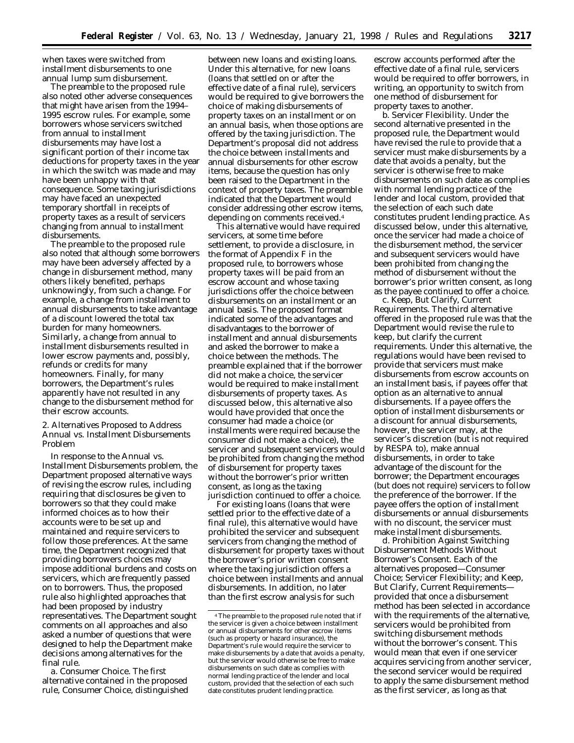when taxes were switched from installment disbursements to one annual lump sum disbursement.

The preamble to the proposed rule also noted other adverse consequences that might have arisen from the 1994–1995 escrow rules. For example, some borrowers whose servicers switched from annual to installment disbursements may have lost a significant portion of their income tax deductions for property taxes in the year in which the switch was made and may have been unhappy with that consequence. Some taxing jurisdictions may have faced an unexpected temporary shortfall in receipts of property taxes as a result of servicers changing from annual to installment disbursements.

The preamble to the proposed rule also noted that although some borrowers may have been adversely affected by a change in disbursement method, many others likely benefited, perhaps unknowingly, from such a change. For example, a change from installment to annual disbursements to take advantage of a discount lowered the total tax burden for many homeowners. Similarly, a change from annual to installment disbursements resulted in lower escrow payments and, possibly, refunds or credits for many homeowners. Finally, for many borrowers, the Department's rules apparently have not resulted in any change to the disbursement method for their escrow accounts.

2. Alternatives Proposed to Address Annual vs. Installment Disbursements Problem

In response to the Annual vs. Installment Disbursements problem, the Department proposed alternative ways of revising the escrow rules, including requiring that disclosures be given to borrowers so that they could make informed choices as to how their accounts were to be set up and maintained and require servicers to follow those preferences. At the same time, the Department recognized that providing borrowers choices may impose additional burdens and costs on servicers, which are frequently passed on to borrowers. Thus, the proposed rule also highlighted approaches that had been proposed by industry representatives. The Department sought comments on all approaches and also asked a number of questions that were designed to help the Department make decisions among alternatives for the final rule.

a. *Consumer Choice.* The first alternative contained in the proposed rule, Consumer Choice, distinguished between new loans and existing loans. Under this alternative, for new loans (loans that settled on or after the effective date of a final rule), servicers would be required to give borrowers the choice of making disbursements of property taxes on an installment or on an annual basis, when those options are offered by the taxing jurisdiction. The Department's proposal did not address the choice between installments and annual disbursements for other escrow items, because the question has only been raised to the Department in the context of property taxes. The preamble indicated that the Department would consider addressing other escrow items, depending on comments received.[4]

This alternative would have required servicers, at some time before settlement, to provide a disclosure, in the format of Appendix F in the proposed rule, to borrowers whose property taxes will be paid from an escrow account and whose taxing jurisdictions offer the choice between disbursements on an installment or an annual basis. The proposed format indicated some of the advantages and disadvantages to the borrower of installment and annual disbursements and asked the borrower to make a choice between the methods. The preamble explained that if the borrower did not make a choice, the servicer would be required to make installment disbursements of property taxes. As discussed below, this alternative also would have provided that once the consumer had made a choice (or installments were required because the consumer did not make a choice), the servicer and subsequent servicers would be prohibited from changing the method of disbursement for property taxes without the borrower's prior written consent, as long as the taxing jurisdiction continued to offer a choice.

For existing loans (loans that were settled prior to the effective date of a final rule), this alternative would have prohibited the servicer and subsequent servicers from changing the method of disbursement for property taxes without the borrower's prior written consent where the taxing jurisdiction offers a choice between installments and annual disbursements. In addition, no later than the first escrow analysis for such escrow accounts performed after the effective date of a final rule, servicers would be required to offer borrowers, in writing, an opportunity to switch from one method of disbursement for property taxes to another.

b. *Servicer Flexibility.* Under the second alternative presented in the proposed rule, the Department would have revised the rule to provide that a servicer must make disbursements by a date that avoids a penalty, but the servicer is otherwise free to make disbursements on such date as complies with normal lending practice of the lender and local custom, provided that the selection of each such date constitutes prudent lending practice. As discussed below, under this alternative, once the servicer had made a choice of the disbursement method, the servicer and subsequent servicers would have been prohibited from changing the method of disbursement without the borrower's prior written consent, as long as the payee continued to offer a choice.

c. *Keep, But Clarify, Current Requirements.* The third alternative offered in the proposed rule was that the Department would revise the rule to keep, but clarify the current requirements. Under this alternative, the regulations would have been revised to provide that servicers must make disbursements from escrow accounts on an installment basis, if payees offer that option as an alternative to annual disbursements. If a payee offers the option of installment disbursements or a discount for annual disbursements, however, the servicer may, at the servicer's discretion (but is not required by RESPA to), make annual disbursements, in order to take advantage of the discount for the borrower; the Department encourages (but does not require) servicers to follow the preference of the borrower. If the payee offers the option of installment disbursements or annual disbursements with no discount, the servicer must make installment disbursements.

d. *Prohibition Against Switching Disbursement Methods Without Borrower's Consent.* Each of the alternatives proposed—Consumer Choice; Servicer Flexibility; and Keep, But Clarify, Current Requirements—provided that once a disbursement method has been selected in accordance with the requirements of the alternative, servicers would be prohibited from switching disbursement methods without the borrower's consent. This would mean that even if one servicer acquires servicing from another servicer, the second servicer would be required to apply the same disbursement method as the first servicer, as long as that

[4] The preamble to the proposed rule noted that if the servicer is given a choice between installment or annual disbursements for other escrow items (such as property or hazard insurance), the Department's rule would require the servicer to make disbursements by a date that avoids a penalty, but the servicer would otherwise be free to make disbursements on such date as complies with normal lending practice of the lender and local custom, provided that the selection of each such date constitutes prudent lending practice.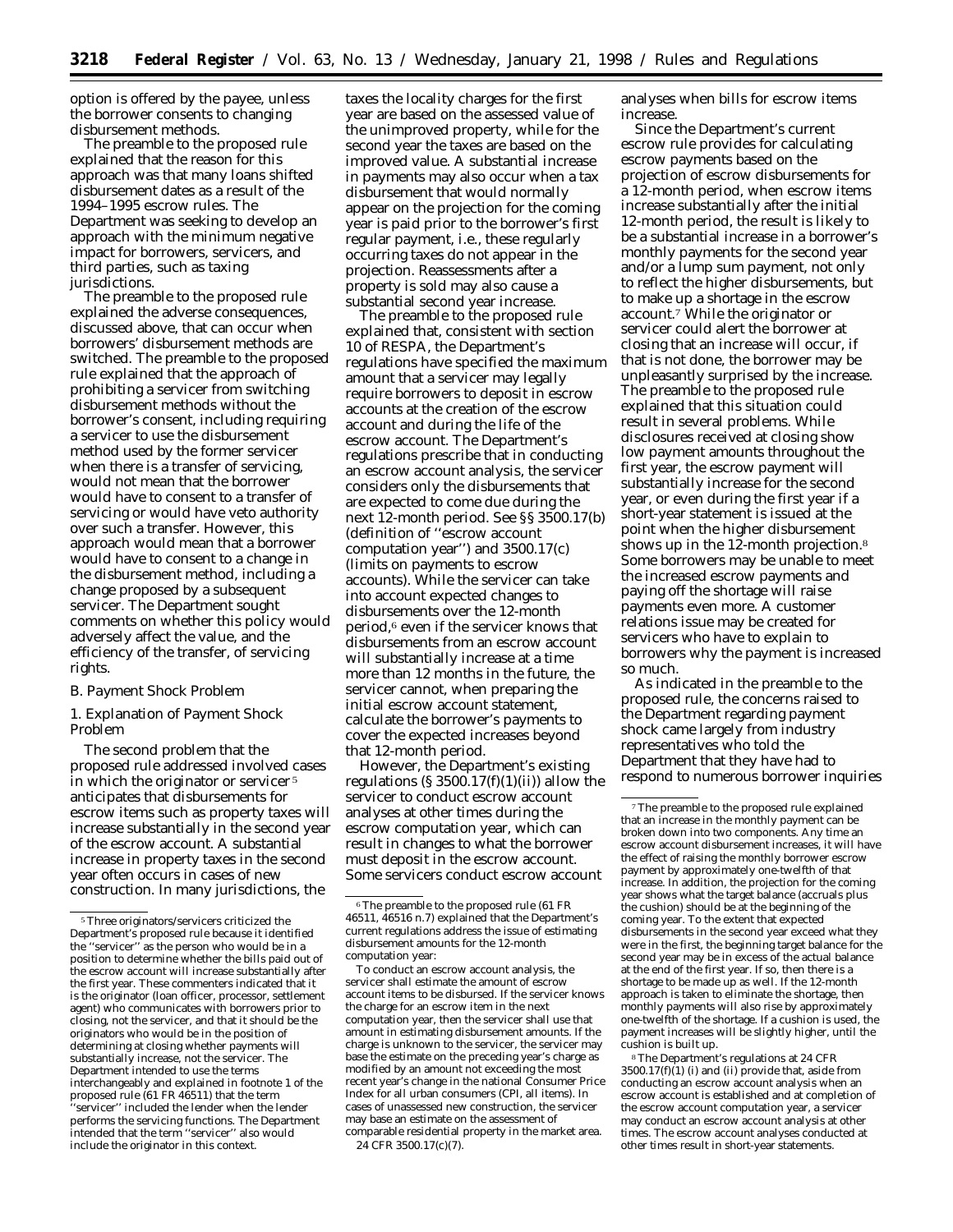option is offered by the payee, unless the borrower consents to changing disbursement methods.

The preamble to the proposed rule explained that the reason for this approach was that many loans shifted disbursement dates as a result of the 1994–1995 escrow rules. The Department was seeking to develop an approach with the minimum negative impact for borrowers, servicers, and third parties, such as taxing jurisdictions.

The preamble to the proposed rule explained the adverse consequences, discussed above, that can occur when borrowers' disbursement methods are switched. The preamble to the proposed rule explained that the approach of prohibiting a servicer from switching disbursement methods without the borrower's consent, including requiring a servicer to use the disbursement method used by the former servicer when there is a transfer of servicing, would not mean that the borrower would have to consent to a transfer of servicing or would have veto authority over such a transfer. However, this approach would mean that a borrower would have to consent to a change in the disbursement method, including a change proposed by a subsequent servicer. The Department sought comments on whether this policy would adversely affect the value, and the efficiency of the transfer, of servicing rights.

*B. Payment Shock Problem*

*1. Explanation of Payment Shock Problem*

The second problem that the proposed rule addressed involved cases in which the originator or servicer [5] anticipates that disbursements for escrow items such as property taxes will increase substantially in the second year of the escrow account. A substantial increase in property taxes in the second year often occurs in cases of new construction. In many jurisdictions, the taxes the locality charges for the first year are based on the assessed value of the unimproved property, while for the second year the taxes are based on the improved value. A substantial increase in payments may also occur when a tax disbursement that would normally appear on the projection for the coming year is paid prior to the borrower's first regular payment, i.e., these regularly occurring taxes do not appear in the projection. Reassessments after a property is sold may also cause a substantial second year increase.

The preamble to the proposed rule explained that, consistent with section 10 of RESPA, the Department's regulations have specified the maximum amount that a servicer may legally require borrowers to deposit in escrow accounts at the creation of the escrow account and during the life of the escrow account. The Department's regulations prescribe that in conducting an escrow account analysis, the servicer considers only the disbursements that are expected to come due during the next 12-month period. See §§ 3500.17(b) (definition of "escrow account computation year") and 3500.17(c) (limits on payments to escrow accounts). While the servicer can take into account expected changes to disbursements over the 12-month period,[6] even if the servicer knows that disbursements from an escrow account will substantially increase at a time more than 12 months in the future, the servicer cannot, when preparing the initial escrow account statement, calculate the borrower's payments to cover the expected increases beyond that 12-month period.

However, the Department's existing regulations (§ 3500.17(f)(1)(ii)) allow the servicer to conduct escrow account analyses at other times during the escrow computation year, which can result in changes to what the borrower must deposit in the escrow account. Some servicers conduct escrow account analyses when bills for escrow items increase.

Since the Department's current escrow rule provides for calculating escrow payments based on the projection of escrow disbursements for a 12-month period, when escrow items increase substantially after the initial 12-month period, the result is likely to be a substantial increase in a borrower's monthly payments for the second year and/or a lump sum payment, not only to reflect the higher disbursements, but to make up a shortage in the escrow account.[7] While the originator or servicer could alert the borrower at closing that an increase will occur, if that is not done, the borrower may be unpleasantly surprised by the increase. The preamble to the proposed rule explained that this situation could result in several problems. While disclosures received at closing show low payment amounts throughout the first year, the escrow payment will substantially increase for the second year, or even during the first year if a short-year statement is issued at the point when the higher disbursement shows up in the 12-month projection.[8] Some borrowers may be unable to meet the increased escrow payments and paying off the shortage will raise payments even more. A customer relations issue may be created for servicers who have to explain to borrowers why the payment is increased so much.

As indicated in the preamble to the proposed rule, the concerns raised to the Department regarding payment shock came largely from industry representatives who told the Department that they have had to respond to numerous borrower inquiries

---

[5] Three originators/servicers criticized the Department's proposed rule because it identified the "servicer" as the person who would be in a position to determine whether the bills paid out of the escrow account will increase substantially after the first year. These commenters indicated that it is the originator (loan officer, processor, settlement agent) who communicates with borrowers prior to closing, not the servicer, and that it should be the originators who would be in the position of determining at closing whether payments will substantially increase, not the servicer. The Department intended to use the terms interchangeably and explained in footnote 1 of the proposed rule (61 FR 46511) that the term "servicer" included the lender when the lender performs the servicing functions. The Department intended that the term "servicer" also would include the originator in this context.

[6] The preamble to the proposed rule (61 FR 46511, 46516 n.7) explained that the Department's current regulations address the issue of estimating disbursement amounts for the 12-month computation year:

To conduct an escrow account analysis, the servicer shall estimate the amount of escrow account items to be disbursed. If the servicer knows the charge for an escrow item in the next computation year, then the servicer shall use that amount in estimating disbursement amounts. If the charge is unknown to the servicer, the servicer may base the estimate on the preceding year's charge as modified by an amount not exceeding the most recent year's change in the national Consumer Price Index for all urban consumers (CPI, all items). In cases of unassessed new construction, the servicer may base an estimate on the assessment of comparable residential property in the market area. 24 CFR 3500.17(c)(7).

[7] The preamble to the proposed rule explained that an increase in the monthly payment can be broken down into two components. Any time an escrow account disbursement increases, it will have the effect of raising the monthly borrower escrow payment by approximately one-twelfth of that increase. In addition, the projection for the coming year shows what the target balance (accruals plus the cushion) should be at the beginning of the coming year. To the extent that expected disbursements in the second year exceed what they were in the first, the beginning target balance for the second year may be in excess of the actual balance at the end of the first year. If so, then there is a shortage to be made up as well. If the 12-month approach is taken to eliminate the shortage, then monthly payments will also rise by approximately one-twelfth of the shortage. If a cushion is used, the payment increases will be slightly higher, until the cushion is built up.

[8] The Department's regulations at 24 CFR 3500.17(f)(1) (i) and (ii) provide that, aside from conducting an escrow account analysis when an escrow account is established and at completion of the escrow account computation year, a servicer may conduct an escrow account analysis at other times. The escrow account analyses conducted at other times result in short-year statements.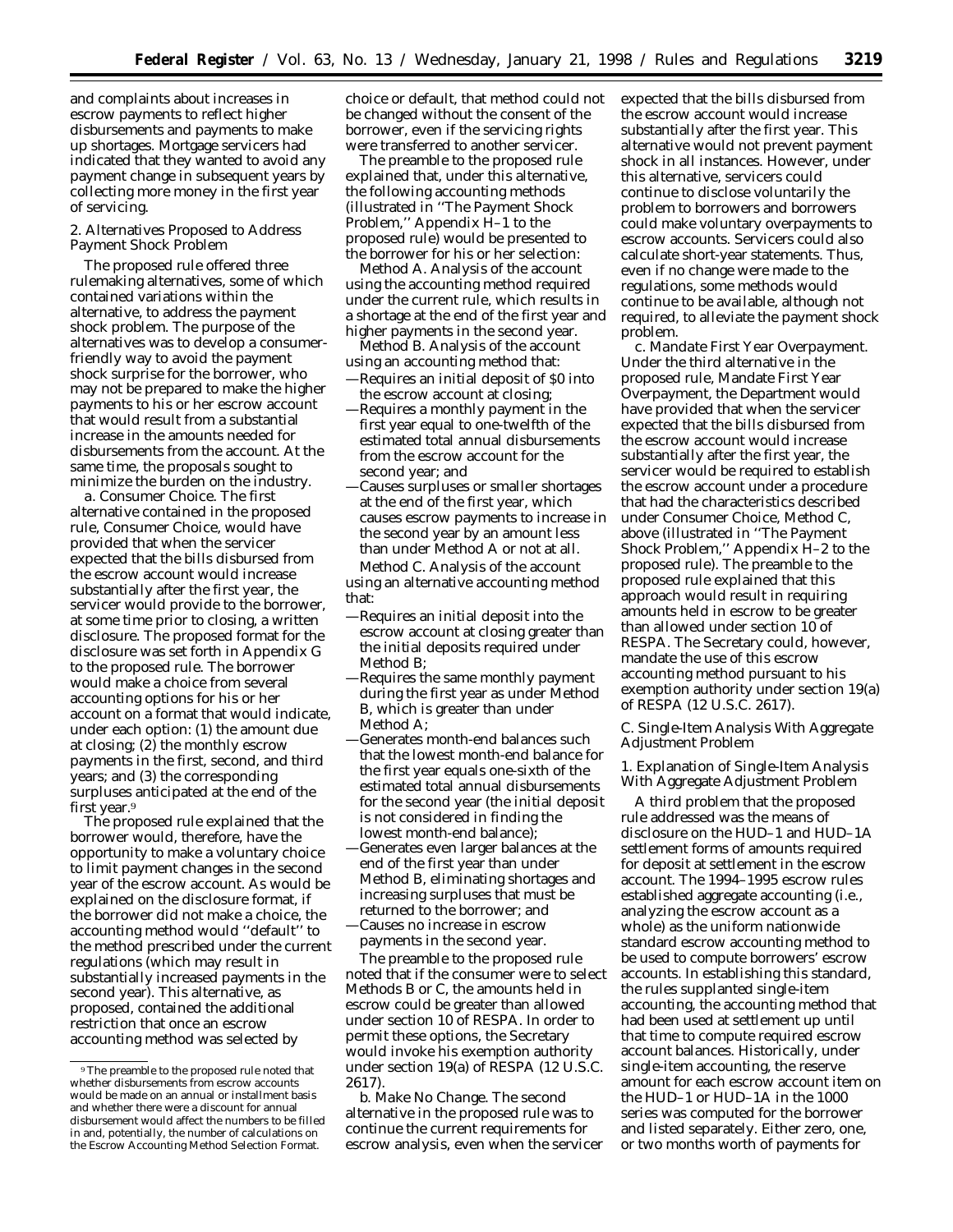and complaints about increases in escrow payments to reflect higher disbursements and payments to make up shortages. Mortgage servicers had indicated that they wanted to avoid any payment change in subsequent years by collecting more money in the first year of servicing.

2. Alternatives Proposed to Address Payment Shock Problem

The proposed rule offered three rulemaking alternatives, some of which contained variations within the alternative, to address the payment shock problem. The purpose of the alternatives was to develop a consumer-friendly way to avoid the payment shock surprise for the borrower, who may not be prepared to make the higher payments to his or her escrow account that would result from a substantial increase in the amounts needed for disbursements from the account. At the same time, the proposals sought to minimize the burden on the industry.

a. *Consumer Choice.* The first alternative contained in the proposed rule, Consumer Choice, would have provided that when the servicer expected that the bills disbursed from the escrow account would increase substantially after the first year, the servicer would provide to the borrower, at some time prior to closing, a written disclosure. The proposed format for the disclosure was set forth in Appendix G to the proposed rule. The borrower would make a choice from several accounting options for his or her account on a format that would indicate, under each option: (1) the amount due at closing; (2) the monthly escrow payments in the first, second, and third years; and (3) the corresponding surpluses anticipated at the end of the first year.[9]

The proposed rule explained that the borrower would, therefore, have the opportunity to make a voluntary choice to limit payment changes in the second year of the escrow account. As would be explained on the disclosure format, if the borrower did not make a choice, the accounting method would "default" to the method prescribed under the current regulations (which may result in substantially increased payments in the second year). This alternative, as proposed, contained the additional restriction that once an escrow accounting method was selected by choice or default, that method could not be changed without the consent of the borrower, even if the servicing rights were transferred to another servicer.

The preamble to the proposed rule explained that, under this alternative, the following accounting methods (illustrated in "The Payment Shock Problem," Appendix H–1 to the proposed rule) would be presented to the borrower for his or her selection:

*Method A.* Analysis of the account using the accounting method required under the current rule, which results in a shortage at the end of the first year and higher payments in the second year.

*Method B.* Analysis of the account using an accounting method that:

—Requires an initial deposit of $0 into the escrow account at closing;
—Requires a monthly payment in the first year equal to one-twelfth of the estimated total annual disbursements from the escrow account for the second year; and
—Causes surpluses or smaller shortages at the end of the first year, which causes escrow payments to increase in the second year by an amount less than under Method A or not at all.

*Method C.* Analysis of the account using an alternative accounting method that:

—Requires an initial deposit into the escrow account at closing greater than the initial deposits required under Method B;
—Requires the same monthly payment during the first year as under Method B, which is greater than under Method A;
—Generates month-end balances such that the lowest month-end balance for the first year equals one-sixth of the estimated total annual disbursements for the second year (the initial deposit is not considered in finding the lowest month-end balance);
—Generates even larger balances at the end of the first year than under Method B, eliminating shortages and increasing surpluses that must be returned to the borrower; and
—Causes no increase in escrow payments in the second year.

The preamble to the proposed rule noted that if the consumer were to select Methods B or C, the amounts held in escrow could be greater than allowed under section 10 of RESPA. In order to permit these options, the Secretary would invoke his exemption authority under section 19(a) of RESPA (12 U.S.C. 2617).

b. *Make No Change.* The second alternative in the proposed rule was to continue the current requirements for escrow analysis, even when the servicer expected that the bills disbursed from the escrow account would increase substantially after the first year. This alternative would not prevent payment shock in all instances. However, under this alternative, servicers could continue to disclose voluntarily the problem to borrowers and borrowers could make voluntary overpayments to escrow accounts. Servicers could also calculate short-year statements. Thus, even if no change were made to the regulations, some methods would continue to be available, although not required, to alleviate the payment shock problem.

c. *Mandate First Year Overpayment.* Under the third alternative in the proposed rule, Mandate First Year Overpayment, the Department would have provided that when the servicer expected that the bills disbursed from the escrow account would increase substantially after the first year, the servicer would be required to establish the escrow account under a procedure that had the characteristics described under Consumer Choice, Method C, above (illustrated in "The Payment Shock Problem," Appendix H–2 to the proposed rule). The preamble to the proposed rule explained that this approach would result in requiring amounts held in escrow to be greater than allowed under section 10 of RESPA. The Secretary could, however, mandate the use of this escrow accounting method pursuant to his exemption authority under section 19(a) of RESPA (12 U.S.C. 2617).

*C. Single-Item Analysis With Aggregate Adjustment Problem*

1. Explanation of Single-Item Analysis With Aggregate Adjustment Problem

A third problem that the proposed rule addressed was the means of disclosure on the HUD–1 and HUD–1A settlement forms of amounts required for deposit at settlement in the escrow account. The 1994–1995 escrow rules established aggregate accounting (*i.e.*, analyzing the escrow account as a whole) as the uniform nationwide standard escrow accounting method to be used to compute borrowers' escrow accounts. In establishing this standard, the rules supplanted single-item accounting, the accounting method that had been used at settlement up until that time to compute required escrow account balances. Historically, under single-item accounting, the reserve amount for each escrow account item on the HUD–1 or HUD–1A in the 1000 series was computed for the borrower and listed separately. Either zero, one, or two months worth of payments for

[9] The preamble to the proposed rule noted that whether disbursements from escrow accounts would be made on an annual or installment basis and whether there were a discount for annual disbursement would affect the numbers to be filled in and, potentially, the number of calculations on the Escrow Accounting Method Selection Format.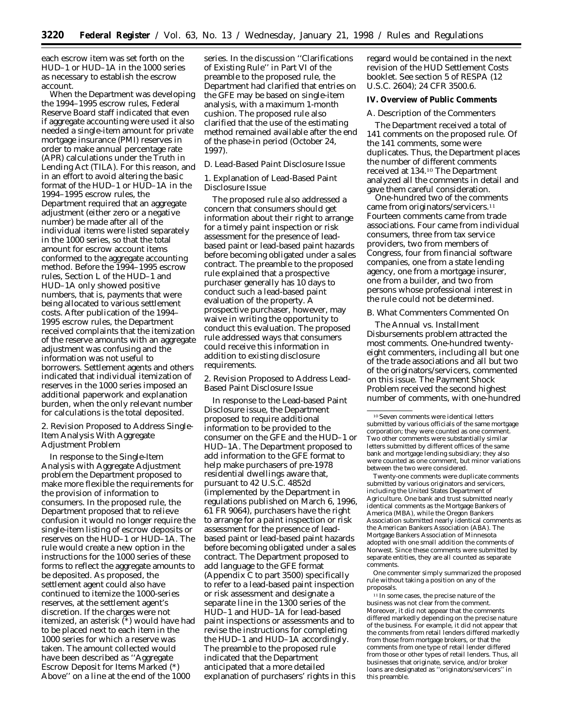each escrow item was set forth on the HUD–1 or HUD–1A in the 1000 series as necessary to establish the escrow account.

When the Department was developing the 1994–1995 escrow rules, Federal Reserve Board staff indicated that even if aggregate accounting were used it also needed a single-item amount for private mortgage insurance (PMI) reserves in order to make annual percentage rate (APR) calculations under the Truth in Lending Act (TILA). For this reason, and in an effort to avoid altering the basic format of the HUD–1 or HUD–1A in the 1994–1995 escrow rules, the Department required that an aggregate adjustment (either zero or a negative number) be made after all of the individual items were listed separately in the 1000 series, so that the total amount for escrow account items conformed to the aggregate accounting method. Before the 1994–1995 escrow rules, Section L of the HUD–1 and HUD–1A only showed positive numbers, that is, payments that were being allocated to various settlement costs. After publication of the 1994–1995 escrow rules, the Department received complaints that the itemization of the reserve amounts with an aggregate adjustment was confusing and the information was not useful to borrowers. Settlement agents and others indicated that individual itemization of reserves in the 1000 series imposed an additional paperwork and explanation burden, when the only relevant number for calculations is the total deposited.

*2. Revision Proposed to Address Single-Item Analysis With Aggregate Adjustment Problem*

In response to the Single-Item Analysis with Aggregate Adjustment problem the Department proposed to make more flexible the requirements for the provision of information to consumers. In the proposed rule, the Department proposed that to relieve confusion it would no longer require the single-item listing of escrow deposits or reserves on the HUD–1 or HUD–1A. The rule would create a new option in the instructions for the 1000 series of these forms to reflect the aggregate amounts to be deposited. As proposed, the settlement agent could also have continued to itemize the 1000-series reserves, at the settlement agent's discretion. If the charges were not itemized, an asterisk (*) would have had to be placed next to each item in the 1000 series for which a reserve was taken. The amount collected would have been described as ''Aggregate Escrow Deposit for Items Marked (*) Above'' on a line at the end of the 1000 series. In the discussion ''Clarifications of Existing Rule'' in Part VI of the preamble to the proposed rule, the Department had clarified that entries on the GFE may be based on single-item analysis, with a maximum 1-month cushion. The proposed rule also clarified that the use of the estimating method remained available after the end of the phase-in period (October 24, 1997).

*D. Lead-Based Paint Disclosure Issue*

*1. Explanation of Lead-Based Paint Disclosure Issue*

The proposed rule also addressed a concern that consumers should get information about their right to arrange for a timely paint inspection or risk assessment for the presence of lead-based paint or lead-based paint hazards before becoming obligated under a sales contract. The preamble to the proposed rule explained that a prospective purchaser generally has 10 days to conduct such a lead-based paint evaluation of the property. A prospective purchaser, however, may waive in writing the opportunity to conduct this evaluation. The proposed rule addressed ways that consumers could receive this information in addition to existing disclosure requirements.

*2. Revision Proposed to Address Lead-Based Paint Disclosure Issue*

In response to the Lead-based Paint Disclosure issue, the Department proposed to require additional information to be provided to the consumer on the GFE and the HUD–1 or HUD–1A. The Department proposed to add information to the GFE format to help make purchasers of pre-1978 residential dwellings aware that, pursuant to 42 U.S.C. 4852d (implemented by the Department in regulations published on March 6, 1996, 61 FR 9064), purchasers have the right to arrange for a paint inspection or risk assessment for the presence of lead-based paint or lead-based paint hazards before becoming obligated under a sales contract. The Department proposed to add language to the GFE format (Appendix C to part 3500) specifically to refer to a lead-based paint inspection or risk assessment and designate a separate line in the 1300 series of the HUD–1 and HUD–1A for lead-based paint inspections or assessments and to revise the instructions for completing the HUD–1 and HUD–1A accordingly. The preamble to the proposed rule indicated that the Department anticipated that a more detailed explanation of purchasers' rights in this regard would be contained in the next revision of the HUD Settlement Costs booklet. See section 5 of RESPA (12 U.S.C. 2604); 24 CFR 3500.6.

**IV. Overview of Public Comments**

*A. Description of the Commenters*

The Department received a total of 141 comments on the proposed rule. Of the 141 comments, some were duplicates. Thus, the Department places the number of different comments received at 134.[10] The Department analyzed all the comments in detail and gave them careful consideration.

One-hundred two of the comments came from originators/servicers.[11] Fourteen comments came from trade associations. Four came from individual consumers, three from tax service providers, two from members of Congress, four from financial software companies, one from a state lending agency, one from a mortgage insurer, one from a builder, and two from persons whose professional interest in the rule could not be determined.

*B. What Commenters Commented On*

The Annual vs. Installment Disbursements problem attracted the most comments. One-hundred twenty-eight commenters, including all but one of the trade associations and all but two of the originators/servicers, commented on this issue. The Payment Shock Problem received the second highest number of comments, with one-hundred

[10] Seven comments were identical letters submitted by various officials of the same mortgage corporation; they were counted as one comment. Two other comments were substantially similar letters submitted by different offices of the same bank and mortgage lending subsidiary; they also were counted as one comment, but minor variations between the two were considered.

Twenty-one comments were duplicate comments submitted by various originators and servicers, including the United States Department of Agriculture. One bank and trust submitted nearly identical comments as the Mortgage Bankers of America (MBA), while the Oregon Bankers Association submitted nearly identical comments as the American Bankers Association (ABA). The Mortgage Bankers Association of Minnesota adopted with one small addition the comments of Norwest. Since these comments were submitted by separate entities, they are all counted as separate comments.

One commenter simply summarized the proposed rule without taking a position on any of the proposals.

[11] In some cases, the precise nature of the business was not clear from the comment. Moreover, it did not appear that the comments differed markedly depending on the precise nature of the business. For example, it did not appear that the comments from retail lenders differed markedly from those from mortgage brokers, or that the comments from one type of retail lender differed from those or other types of retail lenders. Thus, all businesses that originate, service, and/or broker loans are designated as ''originators/servicers'' in this preamble.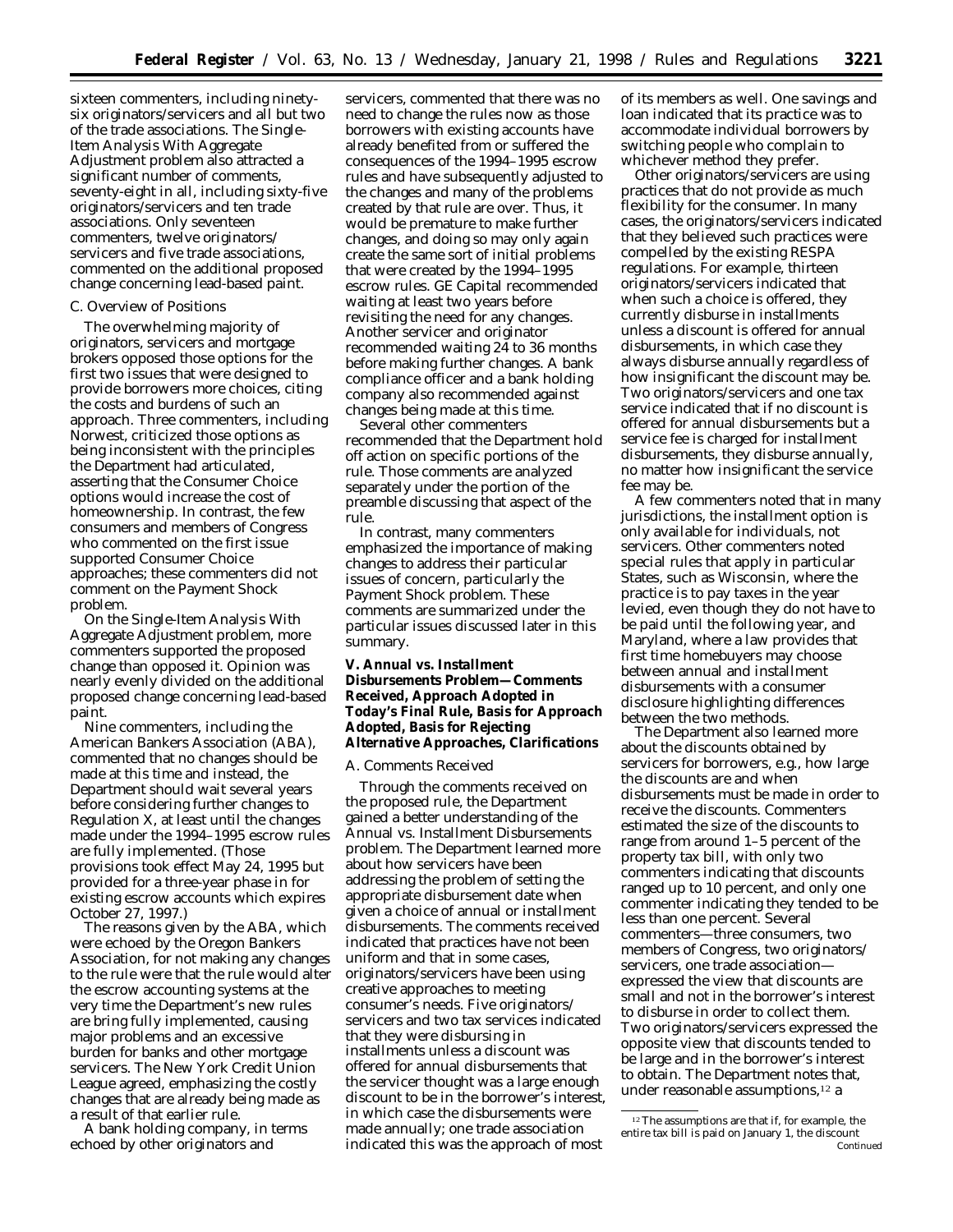sixteen commenters, including ninety-six originators/servicers and all but two of the trade associations. The Single-Item Analysis With Aggregate Adjustment problem also attracted a significant number of comments, seventy-eight in all, including sixty-five originators/servicers and ten trade associations. Only seventeen commenters, twelve originators/servicers and five trade associations, commented on the additional proposed change concerning lead-based paint.

### C. Overview of Positions

The overwhelming majority of originators, servicers and mortgage brokers opposed those options for the first two issues that were designed to provide borrowers more choices, citing the costs and burdens of such an approach. Three commenters, including Norwest, criticized those options as being inconsistent with the principles the Department had articulated, asserting that the Consumer Choice options would increase the cost of homeownership. In contrast, the few consumers and members of Congress who commented on the first issue supported Consumer Choice approaches; these commenters did not comment on the Payment Shock problem.

On the Single-Item Analysis With Aggregate Adjustment problem, more commenters supported the proposed change than opposed it. Opinion was nearly evenly divided on the additional proposed change concerning lead-based paint.

Nine commenters, including the American Bankers Association (ABA), commented that no changes should be made at this time and instead, the Department should wait several years before considering further changes to Regulation X, at least until the changes made under the 1994–1995 escrow rules are fully implemented. (Those provisions took effect May 24, 1995 but provided for a three-year phase in for existing escrow accounts which expires October 27, 1997.)

The reasons given by the ABA, which were echoed by the Oregon Bankers Association, for not making any changes to the rule were that the rule would alter the escrow accounting systems at the very time the Department's new rules are bring fully implemented, causing major problems and an excessive burden for banks and other mortgage servicers. The New York Credit Union League agreed, emphasizing the costly changes that are already being made as a result of that earlier rule.

A bank holding company, in terms echoed by other originators and servicers, commented that there was no need to change the rules now as those borrowers with existing accounts have already benefited from or suffered the consequences of the 1994–1995 escrow rules and have subsequently adjusted to the changes and many of the problems created by that rule are over. Thus, it would be premature to make further changes, and doing so may only again create the same sort of initial problems that were created by the 1994–1995 escrow rules. GE Capital recommended waiting at least two years before revisiting the need for any changes. Another servicer and originator recommended waiting 24 to 36 months before making further changes. A bank compliance officer and a bank holding company also recommended against changes being made at this time.

Several other commenters recommended that the Department hold off action on specific portions of the rule. Those comments are analyzed separately under the portion of the preamble discussing that aspect of the rule.

In contrast, many commenters emphasized the importance of making changes to address their particular issues of concern, particularly the Payment Shock problem. These comments are summarized under the particular issues discussed later in this summary.

## V. Annual vs. Installment Disbursements Problem—Comments Received, Approach Adopted in Today's Final Rule, Basis for Approach Adopted, Basis for Rejecting Alternative Approaches, Clarifications

### A. Comments Received

Through the comments received on the proposed rule, the Department gained a better understanding of the Annual vs. Installment Disbursements problem. The Department learned more about how servicers have been addressing the problem of setting the appropriate disbursement date when given a choice of annual or installment disbursements. The comments received indicated that practices have not been uniform and that in some cases, originators/servicers have been using creative approaches to meeting consumer's needs. Five originators/servicers and two tax services indicated that they were disbursing in installments unless a discount was offered for annual disbursements that the servicer thought was a large enough discount to be in the borrower's interest, in which case the disbursements were made annually; one trade association indicated this was the approach of most of its members as well. One savings and loan indicated that its practice was to accommodate individual borrowers by switching people who complain to whichever method they prefer.

Other originators/servicers are using practices that do not provide as much flexibility for the consumer. In many cases, the originators/servicers indicated that they believed such practices were compelled by the existing RESPA regulations. For example, thirteen originators/servicers indicated that when such a choice is offered, they currently disburse in installments unless a discount is offered for annual disbursements, in which case they always disburse annually regardless of how insignificant the discount may be. Two originators/servicers and one tax service indicated that if no discount is offered for annual disbursements but a service fee is charged for installment disbursements, they disburse annually, no matter how insignificant the service fee may be.

A few commenters noted that in many jurisdictions, the installment option is only available for individuals, not servicers. Other commenters noted special rules that apply in particular States, such as Wisconsin, where the practice is to pay taxes in the year levied, even though they do not have to be paid until the following year, and Maryland, where a law provides that first time homebuyers may choose between annual and installment disbursements with a consumer disclosure highlighting differences between the two methods.

The Department also learned more about the discounts obtained by servicers for borrowers, e.g., how large the discounts are and when disbursements must be made in order to receive the discounts. Commenters estimated the size of the discounts to range from around 1–5 percent of the property tax bill, with only two commenters indicating that discounts ranged up to 10 percent, and only one commenter indicating they tended to be less than one percent. Several commenters—three consumers, two members of Congress, two originators/servicers, one trade association—expressed the view that discounts are small and not in the borrower's interest to disburse in order to collect them. Two originators/servicers expressed the opposite view that discounts tended to be large and in the borrower's interest to obtain. The Department notes that, under reasonable assumptions,[12] a

[12] The assumptions are that if, for example, the entire tax bill is paid on January 1, the discount *Continued*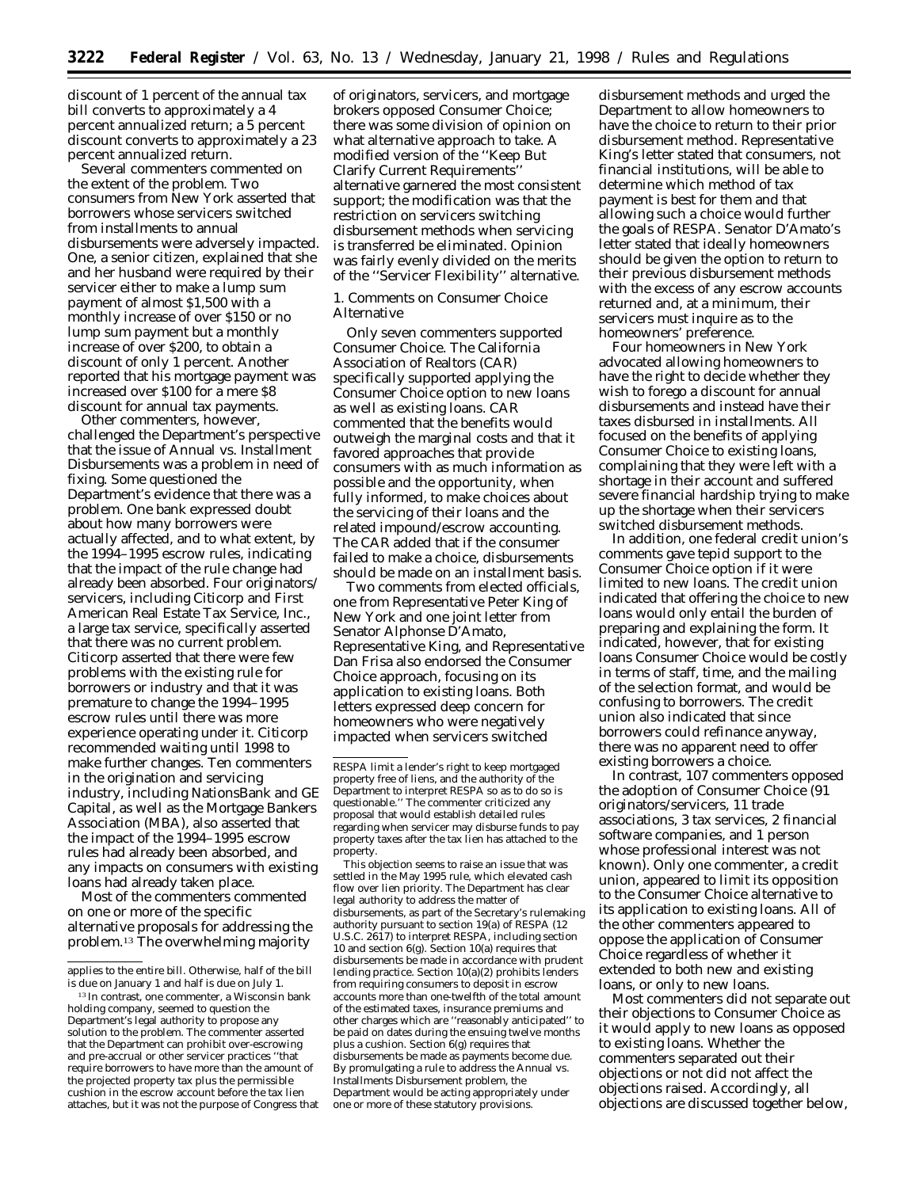discount of 1 percent of the annual tax bill converts to approximately a 4 percent annualized return; a 5 percent discount converts to approximately a 23 percent annualized return.

Several commenters commented on the extent of the problem. Two consumers from New York asserted that borrowers whose servicers switched from installments to annual disbursements were adversely impacted. One, a senior citizen, explained that she and her husband were required by their servicer either to make a lump sum payment of almost $1,500 with a monthly increase of over $150 or no lump sum payment but a monthly increase of over $200, to obtain a discount of only 1 percent. Another reported that his mortgage payment was increased over $100 for a mere $8 discount for annual tax payments.

Other commenters, however, challenged the Department's perspective that the issue of Annual vs. Installment Disbursements was a problem in need of fixing. Some questioned the Department's evidence that there was a problem. One bank expressed doubt about how many borrowers were actually affected, and to what extent, by the 1994–1995 escrow rules, indicating that the impact of the rule change had already been absorbed. Four originators/servicers, including Citicorp and First American Real Estate Tax Service, Inc., a large tax service, specifically asserted that there was no current problem. Citicorp asserted that there were few problems with the existing rule for borrowers or industry and that it was premature to change the 1994–1995 escrow rules until there was more experience operating under it. Citicorp recommended waiting until 1998 to make further changes. Ten commenters in the origination and servicing industry, including NationsBank and GE Capital, as well as the Mortgage Bankers Association (MBA), also asserted that the impact of the 1994–1995 escrow rules had already been absorbed, and any impacts on consumers with existing loans had already taken place.

Most of the commenters commented on one or more of the specific alternative proposals for addressing the problem.[13] The overwhelming majority of originators, servicers, and mortgage brokers opposed Consumer Choice; there was some division of opinion on what alternative approach to take. A modified version of the ''Keep But Clarify Current Requirements'' alternative garnered the most consistent support; the modification was that the restriction on servicers switching disbursement methods when servicing is transferred be eliminated. Opinion was fairly evenly divided on the merits of the ''Servicer Flexibility'' alternative.

1. Comments on Consumer Choice Alternative

Only seven commenters supported Consumer Choice. The California Association of Realtors (CAR) specifically supported applying the Consumer Choice option to new loans as well as existing loans. CAR commented that the benefits would outweigh the marginal costs and that it favored approaches that provide consumers with as much information as possible and the opportunity, when fully informed, to make choices about the servicing of their loans and the related impound/escrow accounting. The CAR added that if the consumer failed to make a choice, disbursements should be made on an installment basis.

Two comments from elected officials, one from Representative Peter King of New York and one joint letter from Senator Alphonse D'Amato, Representative King, and Representative Dan Frisa also endorsed the Consumer Choice approach, focusing on its application to existing loans. Both letters expressed deep concern for homeowners who were negatively impacted when servicers switched disbursement methods and urged the Department to allow homeowners to have the choice to return to their prior disbursement method. Representative King's letter stated that consumers, not financial institutions, will be able to determine which method of tax payment is best for them and that allowing such a choice would further the goals of RESPA. Senator D'Amato's letter stated that ideally homeowners should be given the option to return to their previous disbursement methods with the excess of any escrow accounts returned and, at a minimum, their servicers must inquire as to the homeowners' preference.

Four homeowners in New York advocated allowing homeowners to have the right to decide whether they wish to forego a discount for annual disbursements and instead have their taxes disbursed in installments. All focused on the benefits of applying Consumer Choice to existing loans, complaining that they were left with a shortage in their account and suffered severe financial hardship trying to make up the shortage when their servicers switched disbursement methods.

In addition, one federal credit union's comments gave tepid support to the Consumer Choice option if it were limited to new loans. The credit union indicated that offering the choice to new loans would only entail the burden of preparing and explaining the form. It indicated, however, that for existing loans Consumer Choice would be costly in terms of staff, time, and the mailing of the selection format, and would be confusing to borrowers. The credit union also indicated that since borrowers could refinance anyway, there was no apparent need to offer existing borrowers a choice.

In contrast, 107 commenters opposed the adoption of Consumer Choice (91 originators/servicers, 11 trade associations, 3 tax services, 2 financial software companies, and 1 person whose professional interest was not known). Only one commenter, a credit union, appeared to limit its opposition to the Consumer Choice alternative to its application to existing loans. All of the other commenters appeared to oppose the application of Consumer Choice regardless of whether it extended to both new and existing loans, or only to new loans.

Most commenters did not separate out their objections to Consumer Choice as it would apply to new loans as opposed to existing loans. Whether the commenters separated out their objections or not did not affect the objections raised. Accordingly, all objections are discussed together below,

---

applies to the entire bill. Otherwise, half of the bill is due on January 1 and half is due on July 1.

[13] In contrast, one commenter, a Wisconsin bank holding company, seemed to question the Department's legal authority to propose any solution to the problem. The commenter asserted that the Department can prohibit over-escrowing and pre-accrual or other servicer practices ''that require borrowers to have more than the amount of the projected property tax plus the permissible cushion in the escrow account before the tax lien attaches, but it was not the purpose of Congress that RESPA limit a lender's right to keep mortgaged property free of liens, and the authority of the Department to interpret RESPA so as to do so is questionable.'' The commenter criticized any proposal that would establish detailed rules regarding when servicer may disburse funds to pay property taxes after the tax lien has attached to the property.

This objection seems to raise an issue that was settled in the May 1995 rule, which elevated cash flow over lien priority. The Department has clear legal authority to address the matter of disbursements, as part of the Secretary's rulemaking authority pursuant to section 19(a) of RESPA (12 U.S.C. 2617) to interpret RESPA, including section 10 and section 6(g). Section 10(a) requires that disbursements be made in accordance with prudent lending practice. Section 10(a)(2) prohibits lenders from requiring consumers to deposit in escrow accounts more than one-twelfth of the total amount of the estimated taxes, insurance premiums and other charges which are ''reasonably anticipated'' to be paid on dates during the ensuing twelve months plus a cushion. Section 6(g) requires that disbursements be made as payments become due. By promulgating a rule to address the Annual vs. Installments Disbursement problem, the Department would be acting appropriately under one or more of these statutory provisions.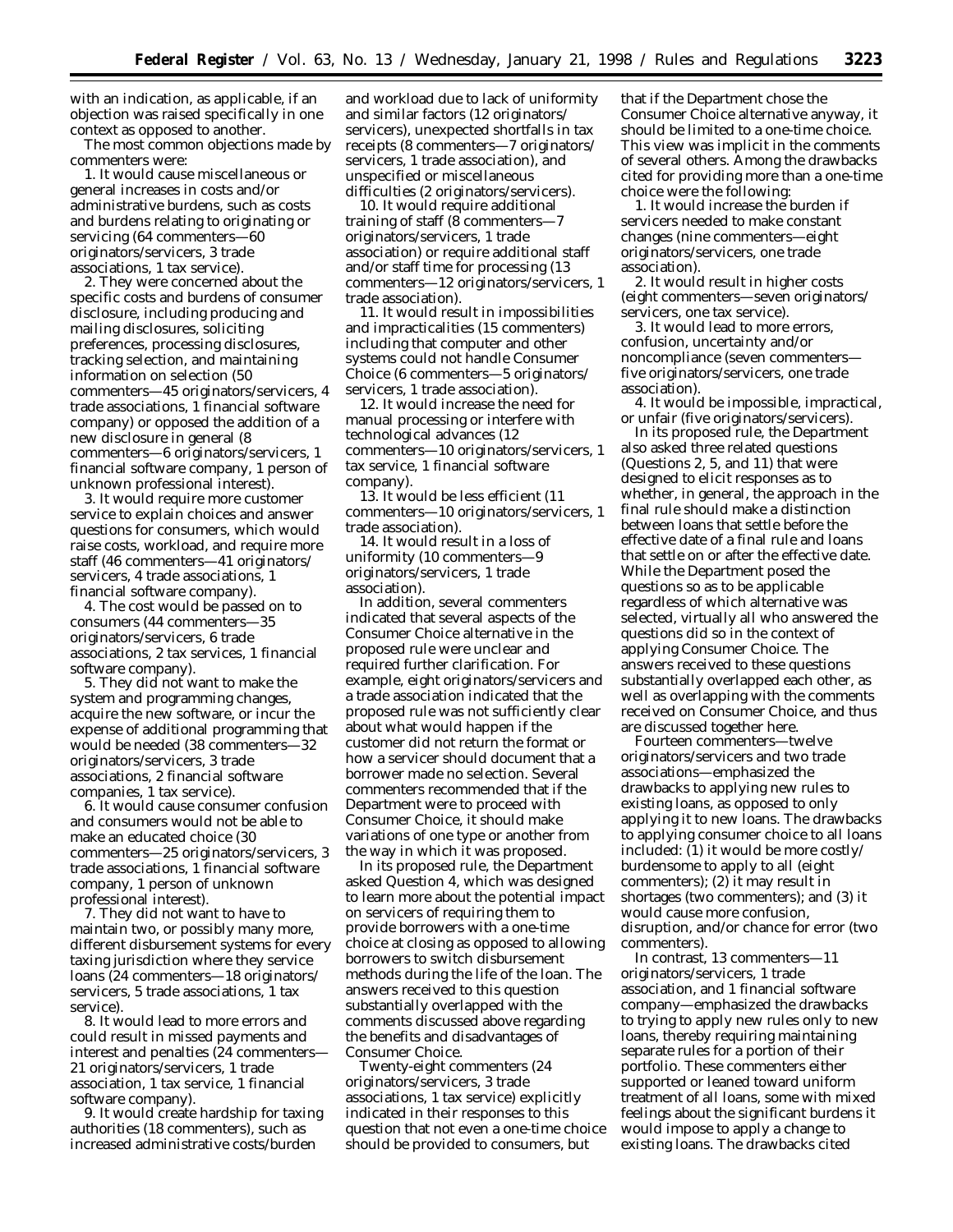with an indication, as applicable, if an objection was raised specifically in one context as opposed to another.

The most common objections made by commenters were:

1. It would cause miscellaneous or general increases in costs and/or administrative burdens, such as costs and burdens relating to originating or servicing (64 commenters—60 originators/servicers, 3 trade associations, 1 tax service).

2. They were concerned about the specific costs and burdens of consumer disclosure, including producing and mailing disclosures, soliciting preferences, processing disclosures, tracking selection, and maintaining information on selection (50 commenters—45 originators/servicers, 4 trade associations, 1 financial software company) or opposed the addition of a new disclosure in general (8 commenters—6 originators/servicers, 1 financial software company, 1 person of unknown professional interest).

3. It would require more customer service to explain choices and answer questions for consumers, which would raise costs, workload, and require more staff (46 commenters—41 originators/servicers, 4 trade associations, 1 financial software company).

4. The cost would be passed on to consumers (44 commenters—35 originators/servicers, 6 trade associations, 2 tax services, 1 financial software company).

5. They did not want to make the system and programming changes, acquire the new software, or incur the expense of additional programming that would be needed (38 commenters—32 originators/servicers, 3 trade associations, 2 financial software companies, 1 tax service).

6. It would cause consumer confusion and consumers would not be able to make an educated choice (30 commenters—25 originators/servicers, 3 trade associations, 1 financial software company, 1 person of unknown professional interest).

7. They did not want to have to maintain two, or possibly many more, different disbursement systems for every taxing jurisdiction where they service loans (24 commenters—18 originators/servicers, 5 trade associations, 1 tax service).

8. It would lead to more errors and could result in missed payments and interest and penalties (24 commenters—21 originators/servicers, 1 trade association, 1 tax service, 1 financial software company).

9. It would create hardship for taxing authorities (18 commenters), such as increased administrative costs/burden and workload due to lack of uniformity and similar factors (12 originators/servicers), unexpected shortfalls in tax receipts (8 commenters—7 originators/servicers, 1 trade association), and unspecified or miscellaneous difficulties (2 originators/servicers).

10. It would require additional training of staff (8 commenters—7 originators/servicers, 1 trade association) or require additional staff and/or staff time for processing (13 commenters—12 originators/servicers, 1 trade association).

11. It would result in impossibilities and impracticalities (15 commenters) including that computer and other systems could not handle Consumer Choice (6 commenters—5 originators/servicers, 1 trade association).

12. It would increase the need for manual processing or interfere with technological advances (12 commenters—10 originators/servicers, 1 tax service, 1 financial software company).

13. It would be less efficient (11 commenters—10 originators/servicers, 1 trade association).

14. It would result in a loss of uniformity (10 commenters—9 originators/servicers, 1 trade association).

In addition, several commenters indicated that several aspects of the Consumer Choice alternative in the proposed rule were unclear and required further clarification. For example, eight originators/servicers and a trade association indicated that the proposed rule was not sufficiently clear about what would happen if the customer did not return the format or how a servicer should document that a borrower made no selection. Several commenters recommended that if the Department were to proceed with Consumer Choice, it should make variations of one type or another from the way in which it was proposed.

In its proposed rule, the Department asked Question 4, which was designed to learn more about the potential impact on servicers of requiring them to provide borrowers with a one-time choice at closing as opposed to allowing borrowers to switch disbursement methods during the life of the loan. The answers received to this question substantially overlapped with the comments discussed above regarding the benefits and disadvantages of Consumer Choice.

Twenty-eight commenters (24 originators/servicers, 3 trade associations, 1 tax service) explicitly indicated in their responses to this question that not even a one-time choice should be provided to consumers, but that if the Department chose the Consumer Choice alternative anyway, it should be limited to a one-time choice. This view was implicit in the comments of several others. Among the drawbacks cited for providing more than a one-time choice were the following:

1. It would increase the burden if servicers needed to make constant changes (nine commenters—eight originators/servicers, one trade association).

2. It would result in higher costs (eight commenters—seven originators/servicers, one tax service).

3. It would lead to more errors, confusion, uncertainty and/or noncompliance (seven commenters—five originators/servicers, one trade association).

4. It would be impossible, impractical, or unfair (five originators/servicers).

In its proposed rule, the Department also asked three related questions (Questions 2, 5, and 11) that were designed to elicit responses as to whether, in general, the approach in the final rule should make a distinction between loans that settle before the effective date of a final rule and loans that settle on or after the effective date. While the Department posed the questions so as to be applicable regardless of which alternative was selected, virtually all who answered the questions did so in the context of applying Consumer Choice. The answers received to these questions substantially overlapped each other, as well as overlapping with the comments received on Consumer Choice, and thus are discussed together here.

Fourteen commenters—twelve originators/servicers and two trade associations—emphasized the drawbacks to applying new rules to existing loans, as opposed to only applying it to new loans. The drawbacks to applying consumer choice to all loans included: (1) it would be more costly/burdensome to apply to all (eight commenters); (2) it may result in shortages (two commenters); and (3) it would cause more confusion, disruption, and/or chance for error (two commenters).

In contrast, 13 commenters—11 originators/servicers, 1 trade association, and 1 financial software company—emphasized the drawbacks to trying to apply new rules only to new loans, thereby requiring maintaining separate rules for a portion of their portfolio. These commenters either supported or leaned toward uniform treatment of all loans, some with mixed feelings about the significant burdens it would impose to apply a change to existing loans. The drawbacks cited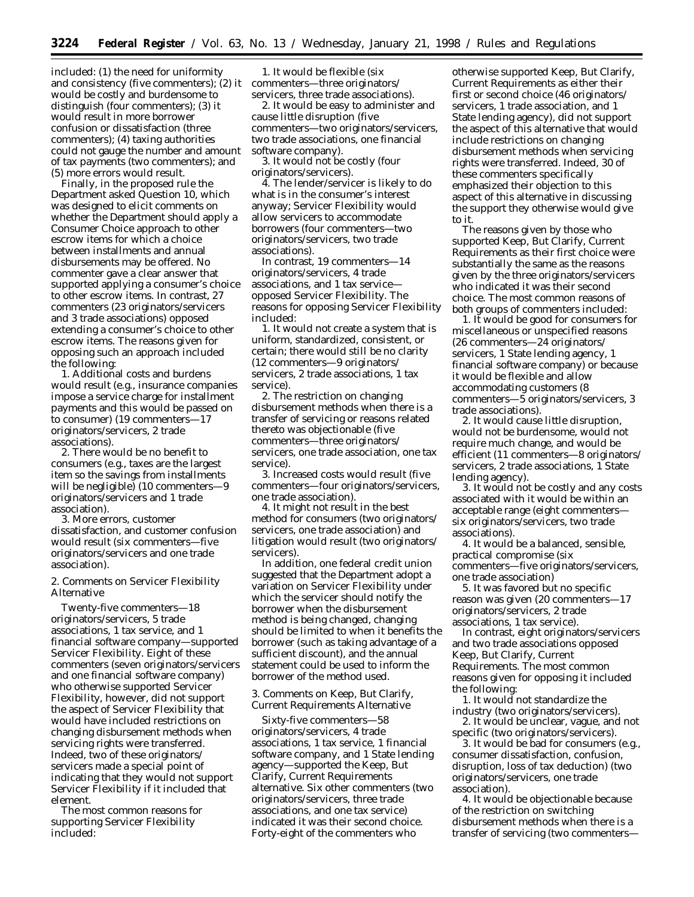included: (1) the need for uniformity and consistency (five commenters); (2) it would be costly and burdensome to distinguish (four commenters); (3) it would result in more borrower confusion or dissatisfaction (three commenters); (4) taxing authorities could not gauge the number and amount of tax payments (two commenters); and (5) more errors would result.

Finally, in the proposed rule the Department asked Question 10, which was designed to elicit comments on whether the Department should apply a Consumer Choice approach to other escrow items for which a choice between installments and annual disbursements may be offered. No commenter gave a clear answer that supported applying a consumer's choice to other escrow items. In contrast, 27 commenters (23 originators/servicers and 3 trade associations) opposed extending a consumer's choice to other escrow items. The reasons given for opposing such an approach included the following:

1. Additional costs and burdens would result (e.g., insurance companies impose a service charge for installment payments and this would be passed on to consumer) (19 commenters—17 originators/servicers, 2 trade associations).

2. There would be no benefit to consumers (e.g., taxes are the largest item so the savings from installments will be negligible) (10 commenters—9 originators/servicers and 1 trade association).

3. More errors, customer dissatisfaction, and customer confusion would result (six commenters—five originators/servicers and one trade association).

2. Comments on Servicer Flexibility Alternative

Twenty-five commenters—18 originators/servicers, 5 trade associations, 1 tax service, and 1 financial software company—supported Servicer Flexibility. Eight of these commenters (seven originators/servicers and one financial software company) who otherwise supported Servicer Flexibility, however, did not support the aspect of Servicer Flexibility that would have included restrictions on changing disbursement methods when servicing rights were transferred. Indeed, two of these originators/servicers made a special point of indicating that they would not support Servicer Flexibility if it included that element.

The most common reasons for supporting Servicer Flexibility included:

1. It would be flexible (six commenters—three originators/servicers, three trade associations).

2. It would be easy to administer and cause little disruption (five commenters—two originators/servicers, two trade associations, one financial software company).

3. It would not be costly (four originators/servicers).

4. The lender/servicer is likely to do what is in the consumer's interest anyway; Servicer Flexibility would allow servicers to accommodate borrowers (four commenters—two originators/servicers, two trade associations).

In contrast, 19 commenters—14 originators/servicers, 4 trade associations, and 1 tax service—opposed Servicer Flexibility. The reasons for opposing Servicer Flexibility included:

1. It would not create a system that is uniform, standardized, consistent, or certain; there would still be no clarity (12 commenters—9 originators/servicers, 2 trade associations, 1 tax service).

2. The restriction on changing disbursement methods when there is a transfer of servicing or reasons related thereto was objectionable (five commenters—three originators/servicers, one trade association, one tax service).

3. Increased costs would result (five commenters—four originators/servicers, one trade association).

4. It might not result in the best method for consumers (two originators/servicers, one trade association) and litigation would result (two originators/servicers).

In addition, one federal credit union suggested that the Department adopt a variation on Servicer Flexibility under which the servicer should notify the borrower when the disbursement method is being changed, changing should be limited to when it benefits the borrower (such as taking advantage of a sufficient discount), and the annual statement could be used to inform the borrower of the method used.

3. Comments on Keep, But Clarify, Current Requirements Alternative

Sixty-five commenters—58 originators/servicers, 4 trade associations, 1 tax service, 1 financial software company, and 1 State lending agency—supported the Keep, But Clarify, Current Requirements alternative. Six other commenters (two originators/servicers, three trade associations, and one tax service) indicated it was their second choice. Forty-eight of the commenters who otherwise supported Keep, But Clarify, Current Requirements as either their first or second choice (46 originators/servicers, 1 trade association, and 1 State lending agency), did not support the aspect of this alternative that would include restrictions on changing disbursement methods when servicing rights were transferred. Indeed, 30 of these commenters specifically emphasized their objection to this aspect of this alternative in discussing the support they otherwise would give to it.

The reasons given by those who supported Keep, But Clarify, Current Requirements as their first choice were substantially the same as the reasons given by the three originators/servicers who indicated it was their second choice. The most common reasons of both groups of commenters included:

1. It would be good for consumers for miscellaneous or unspecified reasons (26 commenters—24 originators/servicers, 1 State lending agency, 1 financial software company) or because it would be flexible and allow accommodating customers (8 commenters—5 originators/servicers, 3 trade associations).

2. It would cause little disruption, would not be burdensome, would not require much change, and would be efficient (11 commenters—8 originators/servicers, 2 trade associations, 1 State lending agency).

3. It would not be costly and any costs associated with it would be within an acceptable range (eight commenters—six originators/servicers, two trade associations).

4. It would be a balanced, sensible, practical compromise (six commenters—five originators/servicers, one trade association)

5. It was favored but no specific reason was given (20 commenters—17 originators/servicers, 2 trade associations, 1 tax service).

In contrast, eight originators/servicers and two trade associations opposed Keep, But Clarify, Current Requirements. The most common reasons given for opposing it included the following:

1. It would not standardize the industry (two originators/servicers).

2. It would be unclear, vague, and not specific (two originators/servicers).

3. It would be bad for consumers (e.g., consumer dissatisfaction, confusion, disruption, loss of tax deduction) (two originators/servicers, one trade association).

4. It would be objectionable because of the restriction on switching disbursement methods when there is a transfer of servicing (two commenters—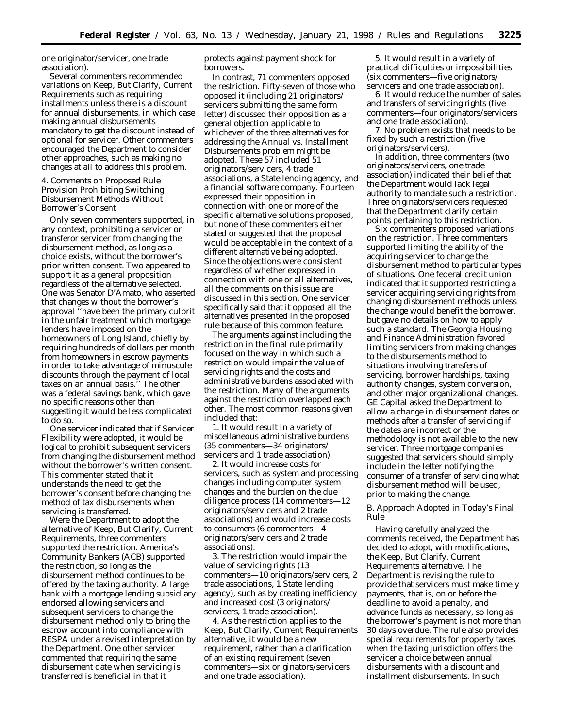one originator/servicer, one trade association).

Several commenters recommended variations on Keep, But Clarify, Current Requirements such as requiring installments unless there is a discount for annual disbursements, in which case making annual disbursements mandatory to get the discount instead of optional for servicer. Other commenters encouraged the Department to consider other approaches, such as making no changes at all to address this problem.

4. Comments on Proposed Rule Provision Prohibiting Switching Disbursement Methods Without Borrower's Consent

Only seven commenters supported, in any context, prohibiting a servicer or transferor servicer from changing the disbursement method, as long as a choice exists, without the borrower's prior written consent. Two appeared to support it as a general proposition regardless of the alternative selected. One was Senator D'Amato, who asserted that changes without the borrower's approval "have been the primary culprit in the unfair treatment which mortgage lenders have imposed on the homeowners of Long Island, chiefly by requiring hundreds of dollars per month from homeowners in escrow payments in order to take advantage of minuscule discounts through the payment of local taxes on an annual basis." The other was a federal savings bank, which gave no specific reasons other than suggesting it would be less complicated to do so.

One servicer indicated that if Servicer Flexibility were adopted, it would be logical to prohibit subsequent servicers from changing the disbursement method without the borrower's written consent. This commenter stated that it understands the need to get the borrower's consent before changing the method of tax disbursements when servicing is transferred.

Were the Department to adopt the alternative of Keep, But Clarify, Current Requirements, three commenters supported the restriction. America's Community Bankers (ACB) supported the restriction, so long as the disbursement method continues to be offered by the taxing authority. A large bank with a mortgage lending subsidiary endorsed allowing servicers and subsequent servicers to change the disbursement method only to bring the escrow account into compliance with RESPA under a revised interpretation by the Department. One other servicer commented that requiring the same disbursement date when servicing is transferred is beneficial in that it protects against payment shock for borrowers.

In contrast, 71 commenters opposed the restriction. Fifty-seven of those who opposed it (including 21 originators/servicers submitting the same form letter) discussed their opposition as a general objection applicable to whichever of the three alternatives for addressing the Annual vs. Installment Disbursements problem might be adopted. These 57 included 51 originators/servicers, 4 trade associations, a State lending agency, and a financial software company. Fourteen expressed their opposition in connection with one or more of the specific alternative solutions proposed, but none of these commenters either stated or suggested that the proposal would be acceptable in the context of a different alternative being adopted. Since the objections were consistent regardless of whether expressed in connection with one or all alternatives, all the comments on this issue are discussed in this section. One servicer specifically said that it opposed all the alternatives presented in the proposed rule because of this common feature.

The arguments against including the restriction in the final rule primarily focused on the way in which such a restriction would impair the value of servicing rights and the costs and administrative burdens associated with the restriction. Many of the arguments against the restriction overlapped each other. The most common reasons given included that:

1. It would result in a variety of miscellaneous administrative burdens (35 commenters—34 originators/servicers and 1 trade association).

2. It would increase costs for servicers, such as system and processing changes including computer system changes and the burden on the due diligence process (14 commenters—12 originators/servicers and 2 trade associations) and would increase costs to consumers (6 commenters—4 originators/servicers and 2 trade associations).

3. The restriction would impair the value of servicing rights (13 commenters—10 originators/servicers, 2 trade associations, 1 State lending agency), such as by creating inefficiency and increased cost (3 originators/servicers, 1 trade association).

4. As the restriction applies to the Keep, But Clarify, Current Requirements alternative, it would be a new requirement, rather than a clarification of an existing requirement (seven commenters—six originators/servicers and one trade association).

5. It would result in a variety of practical difficulties or impossibilities (six commenters—five originators/servicers and one trade association).

6. It would reduce the number of sales and transfers of servicing rights (five commenters—four originators/servicers and one trade association).

7. No problem exists that needs to be fixed by such a restriction (five originators/servicers).

In addition, three commenters (two originators/servicers, one trade association) indicated their belief that the Department would lack legal authority to mandate such a restriction. Three originators/servicers requested that the Department clarify certain points pertaining to this restriction.

Six commenters proposed variations on the restriction. Three commenters supported limiting the ability of the acquiring servicer to change the disbursement method to particular types of situations. One federal credit union indicated that it supported restricting a servicer acquiring servicing rights from changing disbursement methods unless the change would benefit the borrower, but gave no details on how to apply such a standard. The Georgia Housing and Finance Administration favored limiting servicers from making changes to the disbursements method to situations involving transfers of servicing, borrower hardships, taxing authority changes, system conversion, and other major organizational changes. GE Capital asked the Department to allow a change in disbursement dates or methods after a transfer of servicing if the dates are incorrect or the methodology is not available to the new servicer. Three mortgage companies suggested that servicers should simply include in the letter notifying the consumer of a transfer of servicing what disbursement method will be used, prior to making the change.

B. Approach Adopted in Today's Final Rule

Having carefully analyzed the comments received, the Department has decided to adopt, with modifications, the Keep, But Clarify, Current Requirements alternative. The Department is revising the rule to provide that servicers must make timely payments, that is, on or before the deadline to avoid a penalty, and advance funds as necessary, so long as the borrower's payment is not more than 30 days overdue. The rule also provides special requirements for property taxes when the taxing jurisdiction offers the servicer a choice between annual disbursements with a discount and installment disbursements. In such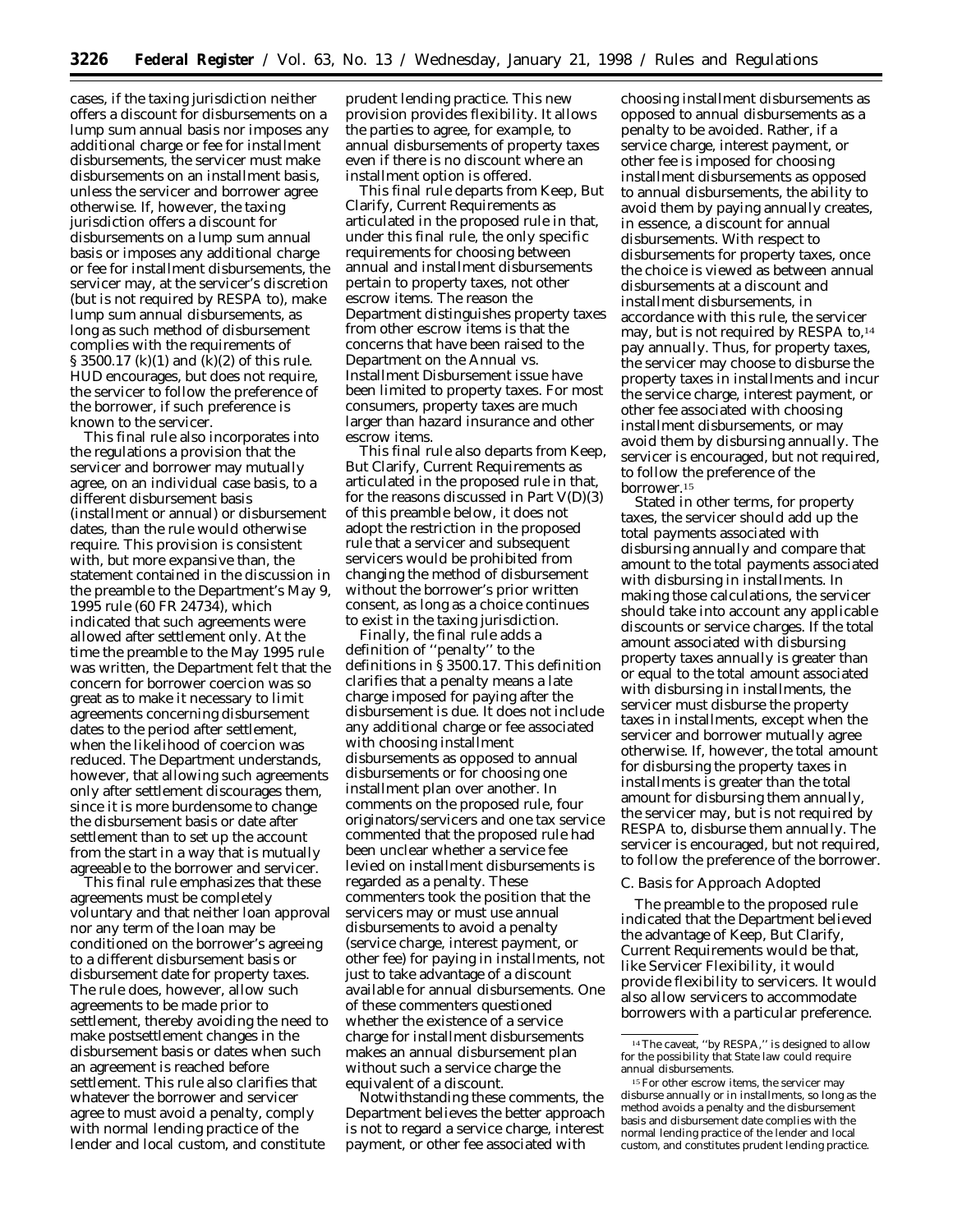cases, if the taxing jurisdiction neither offers a discount for disbursements on a lump sum annual basis nor imposes any additional charge or fee for installment disbursements, the servicer must make disbursements on an installment basis, unless the servicer and borrower agree otherwise. If, however, the taxing jurisdiction offers a discount for disbursements on a lump sum annual basis or imposes any additional charge or fee for installment disbursements, the servicer may, at the servicer's discretion (but is not required by RESPA to), make lump sum annual disbursements, as long as such method of disbursement complies with the requirements of § 3500.17 (k)(1) and (k)(2) of this rule. HUD encourages, but does not require, the servicer to follow the preference of the borrower, if such preference is known to the servicer.

This final rule also incorporates into the regulations a provision that the servicer and borrower may mutually agree, on an individual case basis, to a different disbursement basis (installment or annual) or disbursement dates, than the rule would otherwise require. This provision is consistent with, but more expansive than, the statement contained in the discussion in the preamble to the Department's May 9, 1995 rule (60 FR 24734), which indicated that such agreements were allowed after settlement only. At the time the preamble to the May 1995 rule was written, the Department felt that the concern for borrower coercion was so great as to make it necessary to limit agreements concerning disbursement dates to the period after settlement, when the likelihood of coercion was reduced. The Department understands, however, that allowing such agreements only after settlement discourages them, since it is more burdensome to change the disbursement basis or date after settlement than to set up the account from the start in a way that is mutually agreeable to the borrower and servicer.

This final rule emphasizes that these agreements must be completely voluntary and that neither loan approval nor any term of the loan may be conditioned on the borrower's agreeing to a different disbursement basis or disbursement date for property taxes. The rule does, however, allow such agreements to be made prior to settlement, thereby avoiding the need to make postsettlement changes in the disbursement basis or dates when such an agreement is reached before settlement. This rule also clarifies that whatever the borrower and servicer agree to must avoid a penalty, comply with normal lending practice of the lender and local custom, and constitute prudent lending practice. This new provision provides flexibility. It allows the parties to agree, for example, to annual disbursements of property taxes even if there is no discount where an installment option is offered.

This final rule departs from Keep, But Clarify, Current Requirements as articulated in the proposed rule in that, under this final rule, the only specific requirements for choosing between annual and installment disbursements pertain to property taxes, not other escrow items. The reason the Department distinguishes property taxes from other escrow items is that the concerns that have been raised to the Department on the Annual vs. Installment Disbursement issue have been limited to property taxes. For most consumers, property taxes are much larger than hazard insurance and other escrow items.

This final rule also departs from Keep, But Clarify, Current Requirements as articulated in the proposed rule in that, for the reasons discussed in Part V(D)(3) of this preamble below, it does not adopt the restriction in the proposed rule that a servicer and subsequent servicers would be prohibited from changing the method of disbursement without the borrower's prior written consent, as long as a choice continues to exist in the taxing jurisdiction.

Finally, the final rule adds a definition of "penalty" to the definitions in § 3500.17. This definition clarifies that a penalty means a late charge imposed for paying after the disbursement is due. It does not include any additional charge or fee associated with choosing installment disbursements as opposed to annual disbursements or for choosing one installment plan over another. In comments on the proposed rule, four originators/servicers and one tax service commented that the proposed rule had been unclear whether a service fee levied on installment disbursements is regarded as a penalty. These commenters took the position that the servicers may or must use annual disbursements to avoid a penalty (service charge, interest payment, or other fee) for paying in installments, not just to take advantage of a discount available for annual disbursements. One of these commenters questioned whether the existence of a service charge for installment disbursements makes an annual disbursement plan without such a service charge the equivalent of a discount.

Notwithstanding these comments, the Department believes the better approach is not to regard a service charge, interest payment, or other fee associated with choosing installment disbursements as opposed to annual disbursements as a penalty to be avoided. Rather, if a service charge, interest payment, or other fee is imposed for choosing installment disbursements as opposed to annual disbursements, the ability to avoid them by paying annually creates, in essence, a discount for annual disbursements. With respect to disbursements for property taxes, once the choice is viewed as between annual disbursements at a discount and installment disbursements, in accordance with this rule, the servicer may, but is not required by RESPA to,[14] pay annually. Thus, for property taxes, the servicer may choose to disburse the property taxes in installments and incur the service charge, interest payment, or other fee associated with choosing installment disbursements, or may avoid them by disbursing annually. The servicer is encouraged, but not required, to follow the preference of the borrower.[15]

Stated in other terms, for property taxes, the servicer should add up the total payments associated with disbursing annually and compare that amount to the total payments associated with disbursing in installments. In making those calculations, the servicer should take into account any applicable discounts or service charges. If the total amount associated with disbursing property taxes annually is greater than or equal to the total amount associated with disbursing in installments, the servicer must disburse the property taxes in installments, except when the servicer and borrower mutually agree otherwise. If, however, the total amount for disbursing the property taxes in installments is greater than the total amount for disbursing them annually, the servicer may, but is not required by RESPA to, disburse them annually. The servicer is encouraged, but not required, to follow the preference of the borrower.

*C. Basis for Approach Adopted*

The preamble to the proposed rule indicated that the Department believed the advantage of Keep, But Clarify, Current Requirements would be that, like Servicer Flexibility, it would provide flexibility to servicers. It would also allow servicers to accommodate borrowers with a particular preference.

[14] The caveat, "by RESPA," is designed to allow for the possibility that State law could require annual disbursements.

[15] For other escrow items, the servicer may disburse annually or in installments, so long as the method avoids a penalty and the disbursement basis and disbursement date complies with the normal lending practice of the lender and local custom, and constitutes prudent lending practice.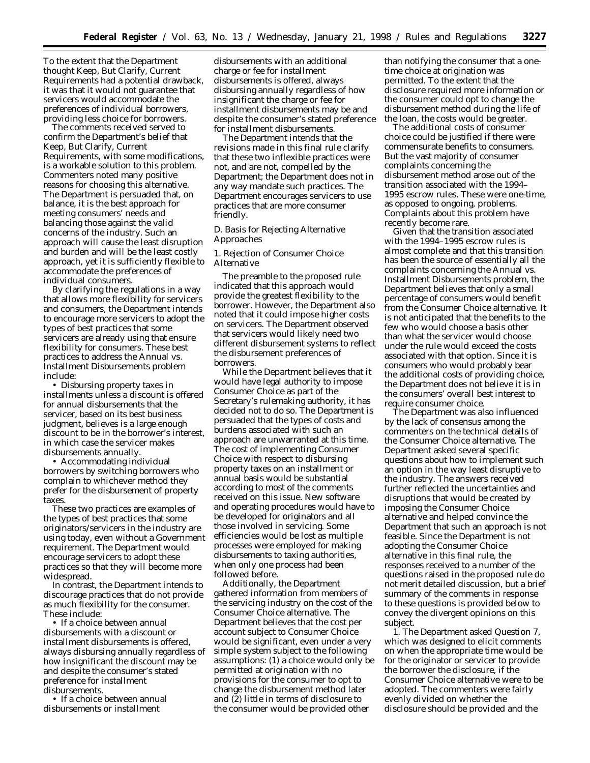To the extent that the Department thought Keep, But Clarify, Current Requirements had a potential drawback, it was that it would not guarantee that servicers would accommodate the preferences of individual borrowers, providing less choice for borrowers.

The comments received served to confirm the Department's belief that Keep, But Clarify, Current Requirements, with some modifications, is a workable solution to this problem. Commenters noted many positive reasons for choosing this alternative. The Department is persuaded that, on balance, it is the best approach for meeting consumers' needs and balancing those against the valid concerns of the industry. Such an approach will cause the least disruption and burden and will be the least costly approach, yet it is sufficiently flexible to accommodate the preferences of individual consumers.

By clarifying the regulations in a way that allows more flexibility for servicers and consumers, the Department intends to encourage more servicers to adopt the types of best practices that some servicers are already using that ensure flexibility for consumers. These best practices to address the Annual vs. Installment Disbursements problem include:

- Disbursing property taxes in installments unless a discount is offered for annual disbursements that the servicer, based on its best business judgment, believes is a large enough discount to be in the borrower's interest, in which case the servicer makes disbursements annually.
- Accommodating individual borrowers by switching borrowers who complain to whichever method they prefer for the disbursement of property taxes.

These two practices are examples of the types of best practices that some originators/servicers in the industry are using today, even without a Government requirement. The Department would encourage servicers to adopt these practices so that they will become more widespread.

In contrast, the Department intends to discourage practices that do not provide as much flexibility for the consumer. These include:

- If a choice between annual disbursements with a discount or installment disbursements is offered, always disbursing annually regardless of how insignificant the discount may be and despite the consumer's stated preference for installment disbursements.
- If a choice between annual disbursements or installment disbursements with an additional charge or fee for installment disbursements is offered, always disbursing annually regardless of how insignificant the charge or fee for installment disbursements may be and despite the consumer's stated preference for installment disbursements.

The Department intends that the revisions made in this final rule clarify that these two inflexible practices were not, and are not, compelled by the Department; the Department does not in any way mandate such practices. The Department encourages servicers to use practices that are more consumer friendly.

*D. Basis for Rejecting Alternative Approaches*

*1. Rejection of Consumer Choice Alternative*

The preamble to the proposed rule indicated that this approach would provide the greatest flexibility to the borrower. However, the Department also noted that it could impose higher costs on servicers. The Department observed that servicers would likely need two different disbursement systems to reflect the disbursement preferences of borrowers.

While the Department believes that it would have legal authority to impose Consumer Choice as part of the Secretary's rulemaking authority, it has decided not to do so. The Department is persuaded that the types of costs and burdens associated with such an approach are unwarranted at this time. The cost of implementing Consumer Choice with respect to disbursing property taxes on an installment or annual basis would be substantial according to most of the comments received on this issue. New software and operating procedures would have to be developed for originators and all those involved in servicing. Some efficiencies would be lost as multiple processes were employed for making disbursements to taxing authorities, when only one process had been followed before.

Additionally, the Department gathered information from members of the servicing industry on the cost of the Consumer Choice alternative. The Department believes that the cost per account subject to Consumer Choice would be significant, even under a very simple system subject to the following assumptions: (1) a choice would only be permitted at origination with no provisions for the consumer to opt to change the disbursement method later and (2) little in terms of disclosure to the consumer would be provided other than notifying the consumer that a one-time choice at origination was permitted. To the extent that the disclosure required more information or the consumer could opt to change the disbursement method during the life of the loan, the costs would be greater.

The additional costs of consumer choice could be justified if there were commensurate benefits to consumers. But the vast majority of consumer complaints concerning the disbursement method arose out of the transition associated with the 1994–1995 escrow rules. These were one-time, as opposed to ongoing, problems. Complaints about this problem have recently become rare.

Given that the transition associated with the 1994–1995 escrow rules is almost complete and that this transition has been the source of essentially all the complaints concerning the Annual vs. Installment Disbursements problem, the Department believes that only a small percentage of consumers would benefit from the Consumer Choice alternative. It is not anticipated that the benefits to the few who would choose a basis other than what the servicer would choose under the rule would exceed the costs associated with that option. Since it is consumers who would probably bear the additional costs of providing choice, the Department does not believe it is in the consumers' overall best interest to require consumer choice.

The Department was also influenced by the lack of consensus among the commenters on the technical details of the Consumer Choice alternative. The Department asked several specific questions about how to implement such an option in the way least disruptive to the industry. The answers received further reflected the uncertainties and disruptions that would be created by imposing the Consumer Choice alternative and helped convince the Department that such an approach is not feasible. Since the Department is not adopting the Consumer Choice alternative in this final rule, the responses received to a number of the questions raised in the proposed rule do not merit detailed discussion, but a brief summary of the comments in response to these questions is provided below to convey the divergent opinions on this subject.

1. The Department asked Question 7, which was designed to elicit comments on when the appropriate time would be for the originator or servicer to provide the borrower the disclosure, if the Consumer Choice alternative were to be adopted. The commenters were fairly evenly divided on whether the disclosure should be provided and the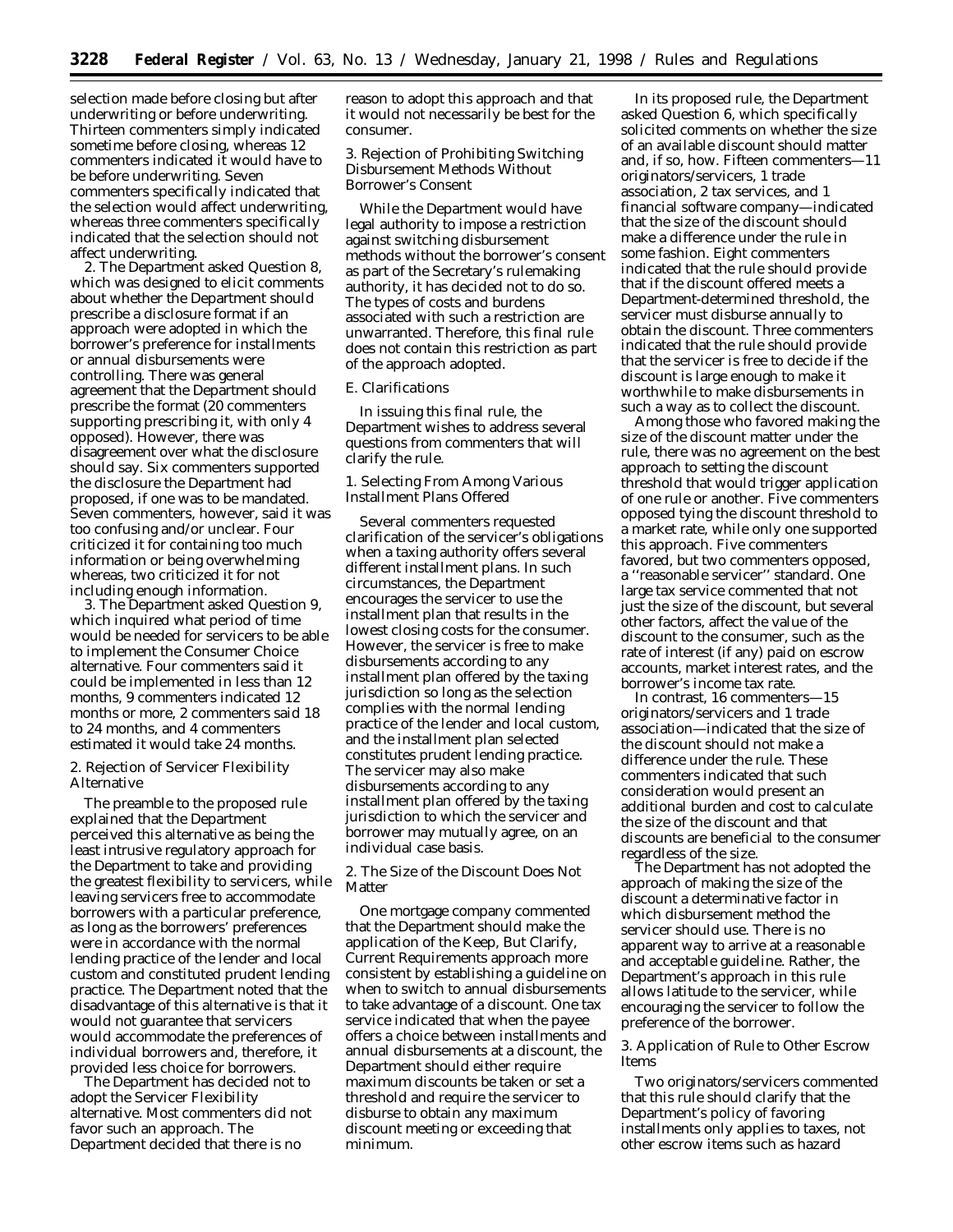selection made before closing but after underwriting or before underwriting. Thirteen commenters simply indicated sometime before closing, whereas 12 commenters indicated it would have to be before underwriting. Seven commenters specifically indicated that the selection would affect underwriting, whereas three commenters specifically indicated that the selection should not affect underwriting.

2. The Department asked Question 8, which was designed to elicit comments about whether the Department should prescribe a disclosure format if an approach were adopted in which the borrower's preference for installments or annual disbursements were controlling. There was general agreement that the Department should prescribe the format (20 commenters supporting prescribing it, with only 4 opposed). However, there was disagreement over what the disclosure should say. Six commenters supported the disclosure the Department had proposed, if one was to be mandated. Seven commenters, however, said it was too confusing and/or unclear. Four criticized it for containing too much information or being overwhelming whereas, two criticized it for not including enough information.

3. The Department asked Question 9, which inquired what period of time would be needed for servicers to be able to implement the Consumer Choice alternative. Four commenters said it could be implemented in less than 12 months, 9 commenters indicated 12 months or more, 2 commenters said 18 to 24 months, and 4 commenters estimated it would take 24 months.

### 2. Rejection of Servicer Flexibility Alternative

The preamble to the proposed rule explained that the Department perceived this alternative as being the least intrusive regulatory approach for the Department to take and providing the greatest flexibility to servicers, while leaving servicers free to accommodate borrowers with a particular preference, as long as the borrowers' preferences were in accordance with the normal lending practice of the lender and local custom and constituted prudent lending practice. The Department noted that the disadvantage of this alternative is that it would not guarantee that servicers would accommodate the preferences of individual borrowers and, therefore, it provided less choice for borrowers.

The Department has decided not to adopt the Servicer Flexibility alternative. Most commenters did not favor such an approach. The Department decided that there is no reason to adopt this approach and that it would not necessarily be best for the consumer.

### 3. Rejection of Prohibiting Switching Disbursement Methods Without Borrower's Consent

While the Department would have legal authority to impose a restriction against switching disbursement methods without the borrower's consent as part of the Secretary's rulemaking authority, it has decided not to do so. The types of costs and burdens associated with such a restriction are unwarranted. Therefore, this final rule does not contain this restriction as part of the approach adopted.

## E. Clarifications

In issuing this final rule, the Department wishes to address several questions from commenters that will clarify the rule.

### 1. Selecting From Among Various Installment Plans Offered

Several commenters requested clarification of the servicer's obligations when a taxing authority offers several different installment plans. In such circumstances, the Department encourages the servicer to use the installment plan that results in the lowest closing costs for the consumer. However, the servicer is free to make disbursements according to any installment plan offered by the taxing jurisdiction so long as the selection complies with the normal lending practice of the lender and local custom, and the installment plan selected constitutes prudent lending practice. The servicer may also make disbursements according to any installment plan offered by the taxing jurisdiction to which the servicer and borrower may mutually agree, on an individual case basis.

### 2. The Size of the Discount Does Not Matter

One mortgage company commented that the Department should make the application of the Keep, But Clarify, Current Requirements approach more consistent by establishing a guideline on when to switch to annual disbursements to take advantage of a discount. One tax service indicated that when the payee offers a choice between installments and annual disbursements at a discount, the Department should either require maximum discounts be taken or set a threshold and require the servicer to disburse to obtain any maximum discount meeting or exceeding that minimum.

In its proposed rule, the Department asked Question 6, which specifically solicited comments on whether the size of an available discount should matter and, if so, how. Fifteen commenters—11 originators/servicers, 1 trade association, 2 tax services, and 1 financial software company—indicated that the size of the discount should make a difference under the rule in some fashion. Eight commenters indicated that the rule should provide that if the discount offered meets a Department-determined threshold, the servicer must disburse annually to obtain the discount. Three commenters indicated that the rule should provide that the servicer is free to decide if the discount is large enough to make it worthwhile to make disbursements in such a way as to collect the discount.

Among those who favored making the size of the discount matter under the rule, there was no agreement on the best approach to setting the discount threshold that would trigger application of one rule or another. Five commenters opposed tying the discount threshold to a market rate, while only one supported this approach. Five commenters favored, but two commenters opposed, a ''reasonable servicer'' standard. One large tax service commented that not just the size of the discount, but several other factors, affect the value of the discount to the consumer, such as the rate of interest (if any) paid on escrow accounts, market interest rates, and the borrower's income tax rate.

In contrast, 16 commenters—15 originators/servicers and 1 trade association—indicated that the size of the discount should not make a difference under the rule. These commenters indicated that such consideration would present an additional burden and cost to calculate the size of the discount and that discounts are beneficial to the consumer regardless of the size.

The Department has not adopted the approach of making the size of the discount a determinative factor in which disbursement method the servicer should use. There is no apparent way to arrive at a reasonable and acceptable guideline. Rather, the Department's approach in this rule allows latitude to the servicer, while encouraging the servicer to follow the preference of the borrower.

### 3. Application of Rule to Other Escrow Items

Two originators/servicers commented that this rule should clarify that the Department's policy of favoring installments only applies to taxes, not other escrow items such as hazard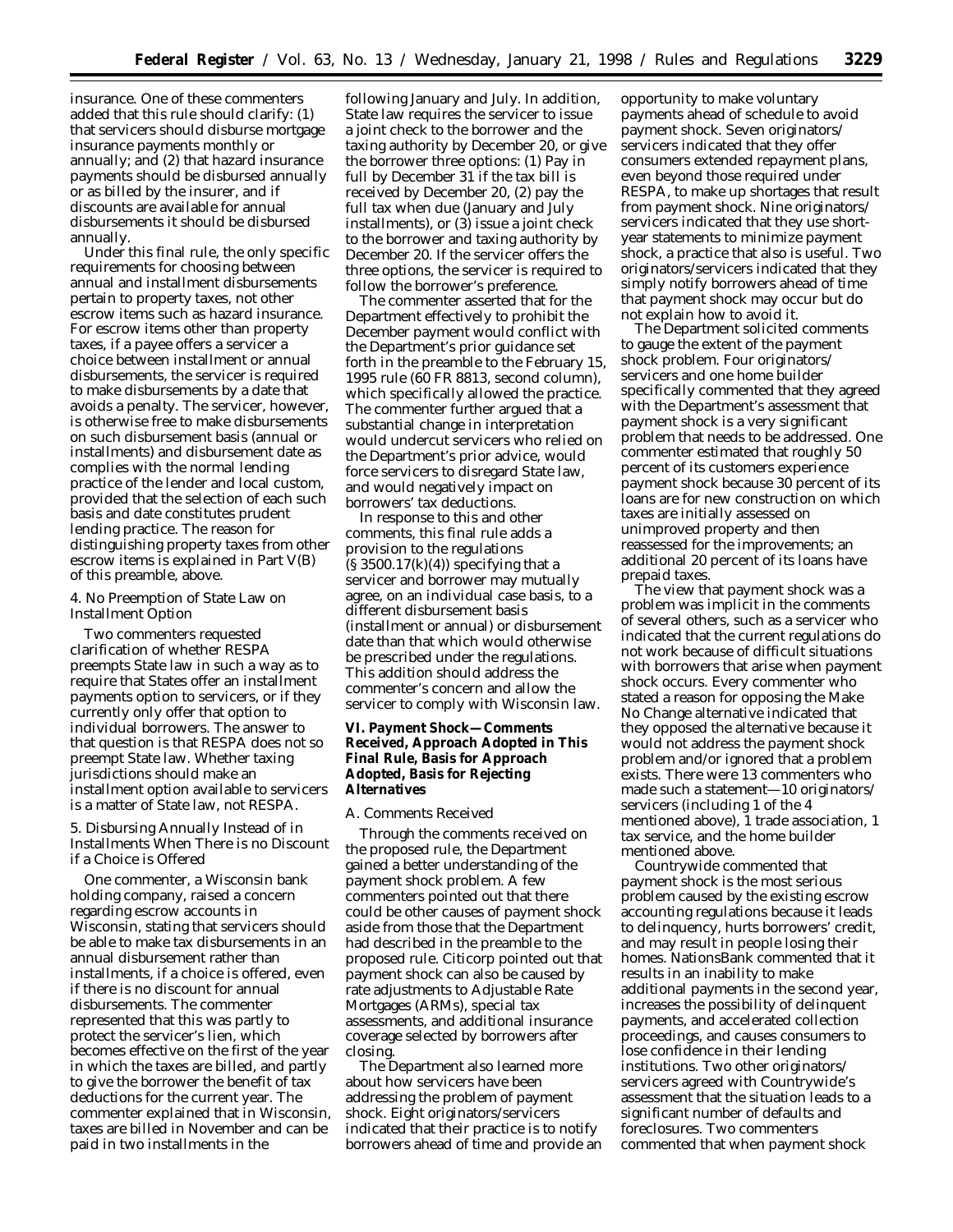insurance. One of these commenters added that this rule should clarify: (1) that servicers should disburse mortgage insurance payments monthly or annually; and (2) that hazard insurance payments should be disbursed annually or as billed by the insurer, and if discounts are available for annual disbursements it should be disbursed annually.

Under this final rule, the only specific requirements for choosing between annual and installment disbursements pertain to property taxes, not other escrow items such as hazard insurance. For escrow items other than property taxes, if a payee offers a servicer a choice between installment or annual disbursements, the servicer is required to make disbursements by a date that avoids a penalty. The servicer, however, is otherwise free to make disbursements on such disbursement basis (annual or installments) and disbursement date as complies with the normal lending practice of the lender and local custom, provided that the selection of each such basis and date constitutes prudent lending practice. The reason for distinguishing property taxes from other escrow items is explained in Part V(B) of this preamble, above.

4. No Preemption of State Law on Installment Option

Two commenters requested clarification of whether RESPA preempts State law in such a way as to require that States offer an installment payments option to servicers, or if they currently only offer that option to individual borrowers. The answer to that question is that RESPA does not so preempt State law. Whether taxing jurisdictions should make an installment option available to servicers is a matter of State law, not RESPA.

5. Disbursing Annually Instead of in Installments When There is no Discount if a Choice is Offered

One commenter, a Wisconsin bank holding company, raised a concern regarding escrow accounts in Wisconsin, stating that servicers should be able to make tax disbursements in an annual disbursement rather than installments, if a choice is offered, even if there is no discount for annual disbursements. The commenter represented that this was partly to protect the servicer's lien, which becomes effective on the first of the year in which the taxes are billed, and partly to give the borrower the benefit of tax deductions for the current year. The commenter explained that in Wisconsin, taxes are billed in November and can be paid in two installments in the following January and July. In addition, State law requires the servicer to issue a joint check to the borrower and the taxing authority by December 20, or give the borrower three options: (1) Pay in full by December 31 if the tax bill is received by December 20, (2) pay the full tax when due (January and July installments), or (3) issue a joint check to the borrower and taxing authority by December 20. If the servicer offers the three options, the servicer is required to follow the borrower's preference.

The commenter asserted that for the Department effectively to prohibit the December payment would conflict with the Department's prior guidance set forth in the preamble to the February 15, 1995 rule (60 FR 8813, second column), which specifically allowed the practice. The commenter further argued that a substantial change in interpretation would undercut servicers who relied on the Department's prior advice, would force servicers to disregard State law, and would negatively impact on borrowers' tax deductions.

In response to this and other comments, this final rule adds a provision to the regulations (§ 3500.17(k)(4)) specifying that a servicer and borrower may mutually agree, on an individual case basis, to a different disbursement basis (installment or annual) or disbursement date than that which would otherwise be prescribed under the regulations. This addition should address the commenter's concern and allow the servicer to comply with Wisconsin law.

## VI. Payment Shock—Comments Received, Approach Adopted in This Final Rule, Basis for Approach Adopted, Basis for Rejecting Alternatives

### A. Comments Received

Through the comments received on the proposed rule, the Department gained a better understanding of the payment shock problem. A few commenters pointed out that there could be other causes of payment shock aside from those that the Department had described in the preamble to the proposed rule. Citicorp pointed out that payment shock can also be caused by rate adjustments to Adjustable Rate Mortgages (ARMs), special tax assessments, and additional insurance coverage selected by borrowers after closing.

The Department also learned more about how servicers have been addressing the problem of payment shock. Eight originators/servicers indicated that their practice is to notify borrowers ahead of time and provide an opportunity to make voluntary payments ahead of schedule to avoid payment shock. Seven originators/servicers indicated that they offer consumers extended repayment plans, even beyond those required under RESPA, to make up shortages that result from payment shock. Nine originators/servicers indicated that they use short-year statements to minimize payment shock, a practice that also is useful. Two originators/servicers indicated that they simply notify borrowers ahead of time that payment shock may occur but do not explain how to avoid it.

The Department solicited comments to gauge the extent of the payment shock problem. Four originators/servicers and one home builder specifically commented that they agreed with the Department's assessment that payment shock is a very significant problem that needs to be addressed. One commenter estimated that roughly 50 percent of its customers experience payment shock because 30 percent of its loans are for new construction on which taxes are initially assessed on unimproved property and then reassessed for the improvements; an additional 20 percent of its loans have prepaid taxes.

The view that payment shock was a problem was implicit in the comments of several others, such as a servicer who indicated that the current regulations do not work because of difficult situations with borrowers that arise when payment shock occurs. Every commenter who stated a reason for opposing the Make No Change alternative indicated that they opposed the alternative because it would not address the payment shock problem and/or ignored that a problem exists. There were 13 commenters who made such a statement—10 originators/servicers (including 1 of the 4 mentioned above), 1 trade association, 1 tax service, and the home builder mentioned above.

Countrywide commented that payment shock is the most serious problem caused by the existing escrow accounting regulations because it leads to delinquency, hurts borrowers' credit, and may result in people losing their homes. NationsBank commented that it results in an inability to make additional payments in the second year, increases the possibility of delinquent payments, and accelerated collection proceedings, and causes consumers to lose confidence in their lending institutions. Two other originators/servicers agreed with Countrywide's assessment that the situation leads to a significant number of defaults and foreclosures. Two commenters commented that when payment shock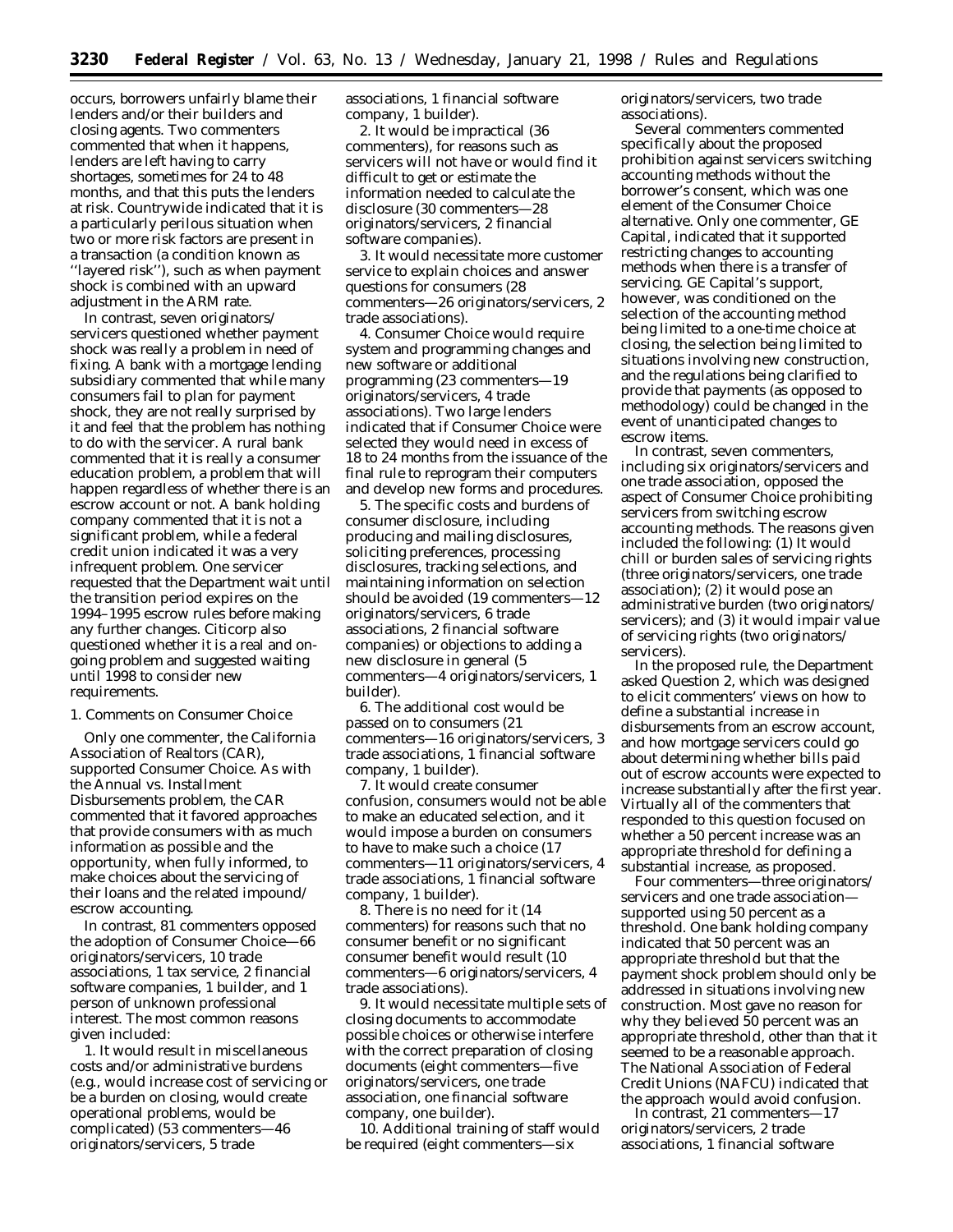occurs, borrowers unfairly blame their lenders and/or their builders and closing agents. Two commenters commented that when it happens, lenders are left having to carry shortages, sometimes for 24 to 48 months, and that this puts the lenders at risk. Countrywide indicated that it is a particularly perilous situation when two or more risk factors are present in a transaction (a condition known as ''layered risk''), such as when payment shock is combined with an upward adjustment in the ARM rate.

In contrast, seven originators/servicers questioned whether payment shock was really a problem in need of fixing. A bank with a mortgage lending subsidiary commented that while many consumers fail to plan for payment shock, they are not really surprised by it and feel that the problem has nothing to do with the servicer. A rural bank commented that it is really a consumer education problem, a problem that will happen regardless of whether there is an escrow account or not. A bank holding company commented that it is not a significant problem, while a federal credit union indicated it was a very infrequent problem. One servicer requested that the Department wait until the transition period expires on the 1994–1995 escrow rules before making any further changes. Citicorp also questioned whether it is a real and on-going problem and suggested waiting until 1998 to consider new requirements.

1. Comments on Consumer Choice

Only one commenter, the California Association of Realtors (CAR), supported Consumer Choice. As with the Annual vs. Installment Disbursements problem, the CAR commented that it favored approaches that provide consumers with as much information as possible and the opportunity, when fully informed, to make choices about the servicing of their loans and the related impound/escrow accounting.

In contrast, 81 commenters opposed the adoption of Consumer Choice—66 originators/servicers, 10 trade associations, 1 tax service, 2 financial software companies, 1 builder, and 1 person of unknown professional interest. The most common reasons given included:

1. It would result in miscellaneous costs and/or administrative burdens (e.g., would increase cost of servicing or be a burden on closing, would create operational problems, would be complicated) (53 commenters—46 originators/servicers, 5 trade associations, 1 financial software company, 1 builder).

2. It would be impractical (36 commenters), for reasons such as servicers will not have or would find it difficult to get or estimate the information needed to calculate the disclosure (30 commenters—28 originators/servicers, 2 financial software companies).

3. It would necessitate more customer service to explain choices and answer questions for consumers (28 commenters—26 originators/servicers, 2 trade associations).

4. Consumer Choice would require system and programming changes and new software or additional programming (23 commenters—19 originators/servicers, 4 trade associations). Two large lenders indicated that if Consumer Choice were selected they would need in excess of 18 to 24 months from the issuance of the final rule to reprogram their computers and develop new forms and procedures.

5. The specific costs and burdens of consumer disclosure, including producing and mailing disclosures, soliciting preferences, processing disclosures, tracking selections, and maintaining information on selection should be avoided (19 commenters—12 originators/servicers, 6 trade associations, 2 financial software companies) or objections to adding a new disclosure in general (5 commenters—4 originators/servicers, 1 builder).

6. The additional cost would be passed on to consumers (21 commenters—16 originators/servicers, 3 trade associations, 1 financial software company, 1 builder).

7. It would create consumer confusion, consumers would not be able to make an educated selection, and it would impose a burden on consumers to have to make such a choice (17 commenters—11 originators/servicers, 4 trade associations, 1 financial software company, 1 builder).

8. There is no need for it (14 commenters) for reasons such that no consumer benefit or no significant consumer benefit would result (10 commenters—6 originators/servicers, 4 trade associations).

9. It would necessitate multiple sets of closing documents to accommodate possible choices or otherwise interfere with the correct preparation of closing documents (eight commenters—five originators/servicers, one trade association, one financial software company, one builder).

10. Additional training of staff would be required (eight commenters—six originators/servicers, two trade associations).

Several commenters commented specifically about the proposed prohibition against servicers switching accounting methods without the borrower's consent, which was one element of the Consumer Choice alternative. Only one commenter, GE Capital, indicated that it supported restricting changes to accounting methods when there is a transfer of servicing. GE Capital's support, however, was conditioned on the selection of the accounting method being limited to a one-time choice at closing, the selection being limited to situations involving new construction, and the regulations being clarified to provide that payments (as opposed to methodology) could be changed in the event of unanticipated changes to escrow items.

In contrast, seven commenters, including six originators/servicers and one trade association, opposed the aspect of Consumer Choice prohibiting servicers from switching escrow accounting methods. The reasons given included the following: (1) It would chill or burden sales of servicing rights (three originators/servicers, one trade association); (2) it would pose an administrative burden (two originators/servicers); and (3) it would impair value of servicing rights (two originators/servicers).

In the proposed rule, the Department asked Question 2, which was designed to elicit commenters' views on how to define a substantial increase in disbursements from an escrow account, and how mortgage servicers could go about determining whether bills paid out of escrow accounts were expected to increase substantially after the first year. Virtually all of the commenters that responded to this question focused on whether a 50 percent increase was an appropriate threshold for defining a substantial increase, as proposed.

Four commenters—three originators/servicers and one trade association—supported using 50 percent as a threshold. One bank holding company indicated that 50 percent was an appropriate threshold but that the payment shock problem should only be addressed in situations involving new construction. Most gave no reason for why they believed 50 percent was an appropriate threshold, other than that it seemed to be a reasonable approach. The National Association of Federal Credit Unions (NAFCU) indicated that the approach would avoid confusion.

In contrast, 21 commenters—17 originators/servicers, 2 trade associations, 1 financial software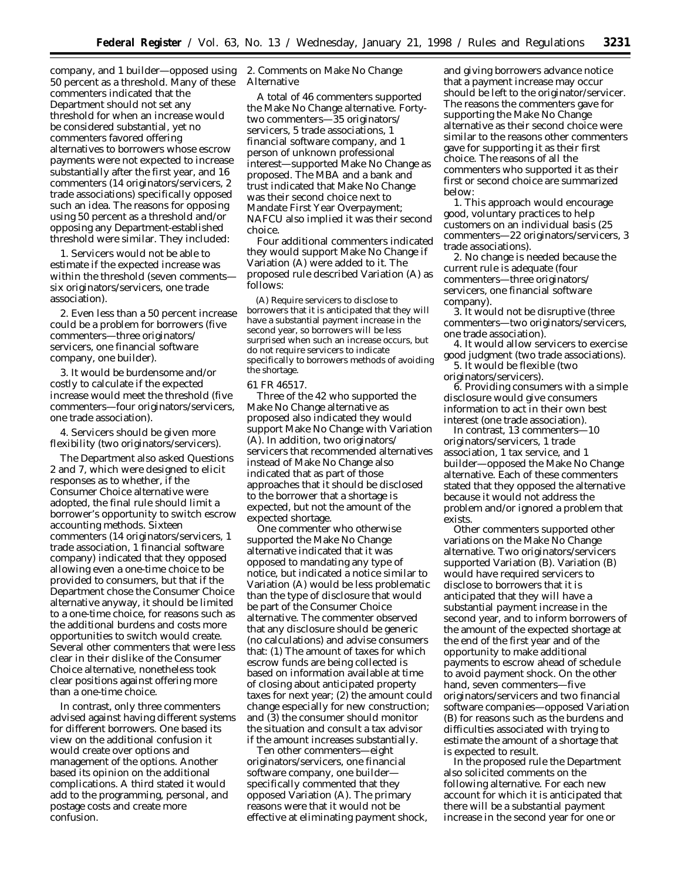company, and 1 builder—opposed using 50 percent as a threshold. Many of these commenters indicated that the Department should not set any threshold for when an increase would be considered substantial, yet no commenters favored offering alternatives to borrowers whose escrow payments were not expected to increase substantially after the first year, and 16 commenters (14 originators/servicers, 2 trade associations) specifically opposed such an idea. The reasons for opposing using 50 percent as a threshold and/or opposing any Department-established threshold were similar. They included:

1. Servicers would not be able to estimate if the expected increase was within the threshold (seven comments—six originators/servicers, one trade association).

2. Even less than a 50 percent increase could be a problem for borrowers (five commenters—three originators/servicers, one financial software company, one builder).

3. It would be burdensome and/or costly to calculate if the expected increase would meet the threshold (five commenters—four originators/servicers, one trade association).

4. Servicers should be given more flexibility (two originators/servicers).

The Department also asked Questions 2 and 7, which were designed to elicit responses as to whether, if the Consumer Choice alternative were adopted, the final rule should limit a borrower's opportunity to switch escrow accounting methods. Sixteen commenters (14 originators/servicers, 1 trade association, 1 financial software company) indicated that they opposed allowing even a one-time choice to be provided to consumers, but that if the Department chose the Consumer Choice alternative anyway, it should be limited to a one-time choice, for reasons such as the additional burdens and costs more opportunities to switch would create. Several other commenters that were less clear in their dislike of the Consumer Choice alternative, nonetheless took clear positions against offering more than a one-time choice.

In contrast, only three commenters advised against having different systems for different borrowers. One based its view on the additional confusion it would create over options and management of the options. Another based its opinion on the additional complications. A third stated it would add to the programming, personal, and postage costs and create more confusion.

2. Comments on Make No Change Alternative

A total of 46 commenters supported the Make No Change alternative. Forty-two commenters—35 originators/servicers, 5 trade associations, 1 financial software company, and 1 person of unknown professional interest—supported Make No Change as proposed. The MBA and a bank and trust indicated that Make No Change was their second choice next to Mandate First Year Overpayment; NAFCU also implied it was their second choice.

Four additional commenters indicated they would support Make No Change if Variation (A) were added to it. The proposed rule described Variation (A) as follows:

> (A) Require servicers to disclose to borrowers that it is anticipated that they will have a substantial payment increase in the second year, so borrowers will be less surprised when such an increase occurs, but do not require servicers to indicate specifically to borrowers methods of avoiding the shortage.

61 FR 46517.

Three of the 42 who supported the Make No Change alternative as proposed also indicated they would support Make No Change with Variation (A). In addition, two originators/servicers that recommended alternatives instead of Make No Change also indicated that as part of those approaches that it should be disclosed to the borrower that a shortage is expected, but not the amount of the expected shortage.

One commenter who otherwise supported the Make No Change alternative indicated that it was opposed to mandating any type of notice, but indicated a notice similar to Variation (A) would be less problematic than the type of disclosure that would be part of the Consumer Choice alternative. The commenter observed that any disclosure should be generic (no calculations) and advise consumers that: (1) The amount of taxes for which escrow funds are being collected is based on information available at time of closing about anticipated property taxes for next year; (2) the amount could change especially for new construction; and (3) the consumer should monitor the situation and consult a tax advisor if the amount increases substantially.

Ten other commenters—eight originators/servicers, one financial software company, one builder—specifically commented that they opposed Variation (A). The primary reasons were that it would not be effective at eliminating payment shock, and giving borrowers advance notice that a payment increase may occur should be left to the originator/servicer. The reasons the commenters gave for supporting the Make No Change alternative as their second choice were similar to the reasons other commenters gave for supporting it as their first choice. The reasons of all the commenters who supported it as their first or second choice are summarized below:

1. This approach would encourage good, voluntary practices to help customers on an individual basis (25 commenters—22 originators/servicers, 3 trade associations).

2. No change is needed because the current rule is adequate (four commenters—three originators/servicers, one financial software company).

3. It would not be disruptive (three commenters—two originators/servicers, one trade association).

4. It would allow servicers to exercise good judgment (two trade associations).

5. It would be flexible (two originators/servicers).

6. Providing consumers with a simple disclosure would give consumers information to act in their own best interest (one trade association).

In contrast, 13 commenters—10 originators/servicers, 1 trade association, 1 tax service, and 1 builder—opposed the Make No Change alternative. Each of these commenters stated that they opposed the alternative because it would not address the problem and/or ignored a problem that exists.

Other commenters supported other variations on the Make No Change alternative. Two originators/servicers supported Variation (B). Variation (B) would have required servicers to disclose to borrowers that it is anticipated that they will have a substantial payment increase in the second year, and to inform borrowers of the amount of the expected shortage at the end of the first year and of the opportunity to make additional payments to escrow ahead of schedule to avoid payment shock. On the other hand, seven commenters—five originators/servicers and two financial software companies—opposed Variation (B) for reasons such as the burdens and difficulties associated with trying to estimate the amount of a shortage that is expected to result.

In the proposed rule the Department also solicited comments on the following alternative. For each new account for which it is anticipated that there will be a substantial payment increase in the second year for one or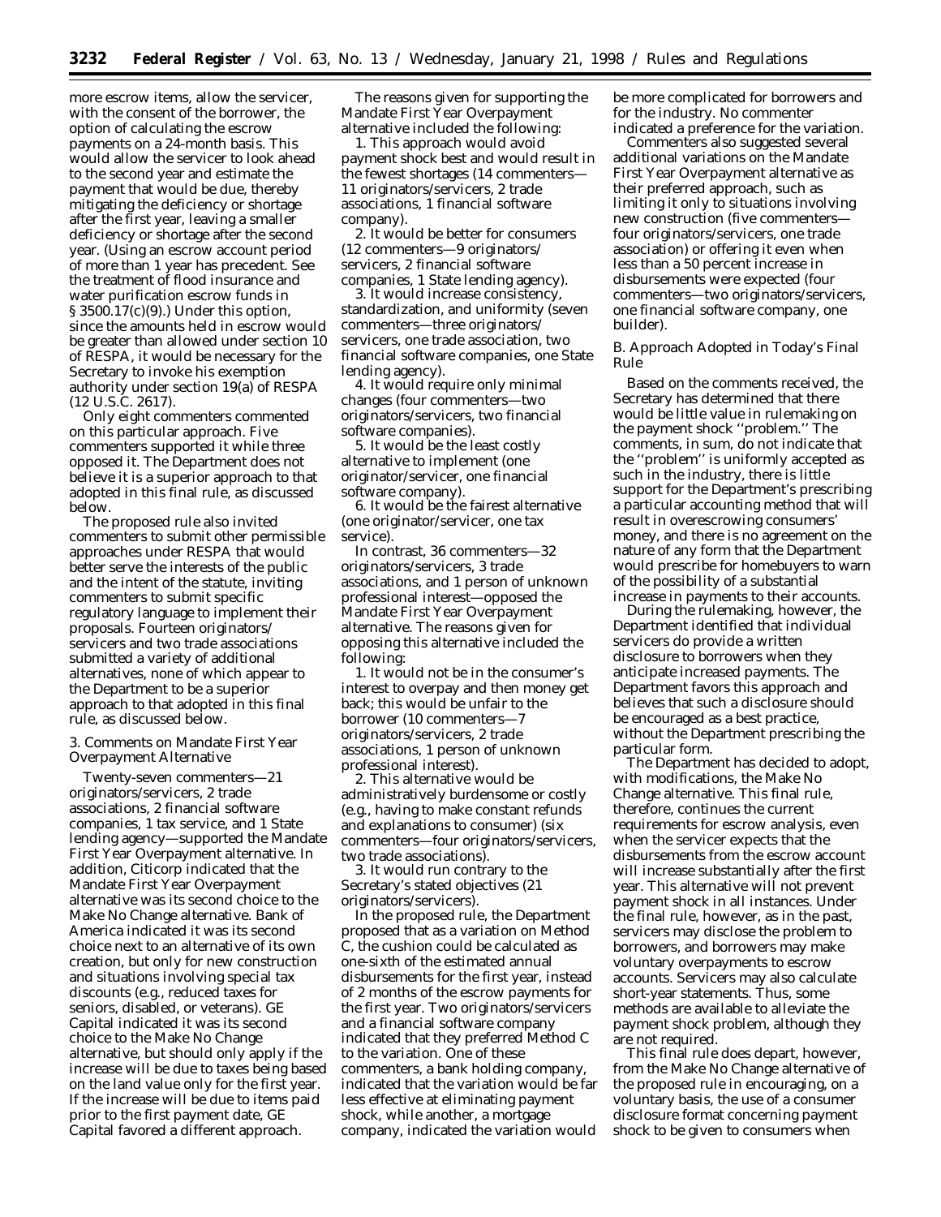more escrow items, allow the servicer, with the consent of the borrower, the option of calculating the escrow payments on a 24-month basis. This would allow the servicer to look ahead to the second year and estimate the payment that would be due, thereby mitigating the deficiency or shortage after the first year, leaving a smaller deficiency or shortage after the second year. (Using an escrow account period of more than 1 year has precedent. See the treatment of flood insurance and water purification escrow funds in § 3500.17(c)(9).) Under this option, since the amounts held in escrow would be greater than allowed under section 10 of RESPA, it would be necessary for the Secretary to invoke his exemption authority under section 19(a) of RESPA (12 U.S.C. 2617).

Only eight commenters commented on this particular approach. Five commenters supported it while three opposed it. The Department does not believe it is a superior approach to that adopted in this final rule, as discussed below.

The proposed rule also invited commenters to submit other permissible approaches under RESPA that would better serve the interests of the public and the intent of the statute, inviting commenters to submit specific regulatory language to implement their proposals. Fourteen originators/servicers and two trade associations submitted a variety of additional alternatives, none of which appear to the Department to be a superior approach to that adopted in this final rule, as discussed below.

*3. Comments on Mandate First Year Overpayment Alternative*

Twenty-seven commenters—21 originators/servicers, 2 trade associations, 2 financial software companies, 1 tax service, and 1 State lending agency—supported the Mandate First Year Overpayment alternative. In addition, Citicorp indicated that the Mandate First Year Overpayment alternative was its second choice to the Make No Change alternative. Bank of America indicated it was its second choice next to an alternative of its own creation, but only for new construction and situations involving special tax discounts (e.g., reduced taxes for seniors, disabled, or veterans). GE Capital indicated it was its second choice to the Make No Change alternative, but should only apply if the increase will be due to taxes being based on the land value only for the first year. If the increase will be due to items paid prior to the first payment date, GE Capital favored a different approach.

The reasons given for supporting the Mandate First Year Overpayment alternative included the following:

1. This approach would avoid payment shock best and would result in the fewest shortages (14 commenters—11 originators/servicers, 2 trade associations, 1 financial software company).
2. It would be better for consumers (12 commenters—9 originators/servicers, 2 financial software companies, 1 State lending agency).
3. It would increase consistency, standardization, and uniformity (seven commenters—three originators/servicers, one trade association, two financial software companies, one State lending agency).
4. It would require only minimal changes (four commenters—two originators/servicers, two financial software companies).
5. It would be the least costly alternative to implement (one originator/servicer, one financial software company).
6. It would be the fairest alternative (one originator/servicer, one tax service).

In contrast, 36 commenters—32 originators/servicers, 3 trade associations, and 1 person of unknown professional interest—opposed the Mandate First Year Overpayment alternative. The reasons given for opposing this alternative included the following:

1. It would not be in the consumer's interest to overpay and then money get back; this would be unfair to the borrower (10 commenters—7 originators/servicers, 2 trade associations, 1 person of unknown professional interest).
2. This alternative would be administratively burdensome or costly (e.g., having to make constant refunds and explanations to consumer) (six commenters—four originators/servicers, two trade associations).
3. It would run contrary to the Secretary's stated objectives (21 originators/servicers).

In the proposed rule, the Department proposed that as a variation on Method C, the cushion could be calculated as one-sixth of the estimated annual disbursements for the first year, instead of 2 months of the escrow payments for the first year. Two originators/servicers and a financial software company indicated that they preferred Method C to the variation. One of these commenters, a bank holding company, indicated that the variation would be far less effective at eliminating payment shock, while another, a mortgage company, indicated the variation would be more complicated for borrowers and for the industry. No commenter indicated a preference for the variation.

Commenters also suggested several additional variations on the Mandate First Year Overpayment alternative as their preferred approach, such as limiting it only to situations involving new construction (five commenters—four originators/servicers, one trade association) or offering it even when less than a 50 percent increase in disbursements were expected (four commenters—two originators/servicers, one financial software company, one builder).

*B. Approach Adopted in Today's Final Rule*

Based on the comments received, the Secretary has determined that there would be little value in rulemaking on the payment shock ''problem.'' The comments, in sum, do not indicate that the ''problem'' is uniformly accepted as such in the industry, there is little support for the Department's prescribing a particular accounting method that will result in overescrowing consumers' money, and there is no agreement on the nature of any form that the Department would prescribe for homebuyers to warn of the possibility of a substantial increase in payments to their accounts.

During the rulemaking, however, the Department identified that individual servicers do provide a written disclosure to borrowers when they anticipate increased payments. The Department favors this approach and believes that such a disclosure should be encouraged as a best practice, without the Department prescribing the particular form.

The Department has decided to adopt, with modifications, the Make No Change alternative. This final rule, therefore, continues the current requirements for escrow analysis, even when the servicer expects that the disbursements from the escrow account will increase substantially after the first year. This alternative will not prevent payment shock in all instances. Under the final rule, however, as in the past, servicers may disclose the problem to borrowers, and borrowers may make voluntary overpayments to escrow accounts. Servicers may also calculate short-year statements. Thus, some methods are available to alleviate the payment shock problem, although they are not required.

This final rule does depart, however, from the Make No Change alternative of the proposed rule in encouraging, on a voluntary basis, the use of a consumer disclosure format concerning payment shock to be given to consumers when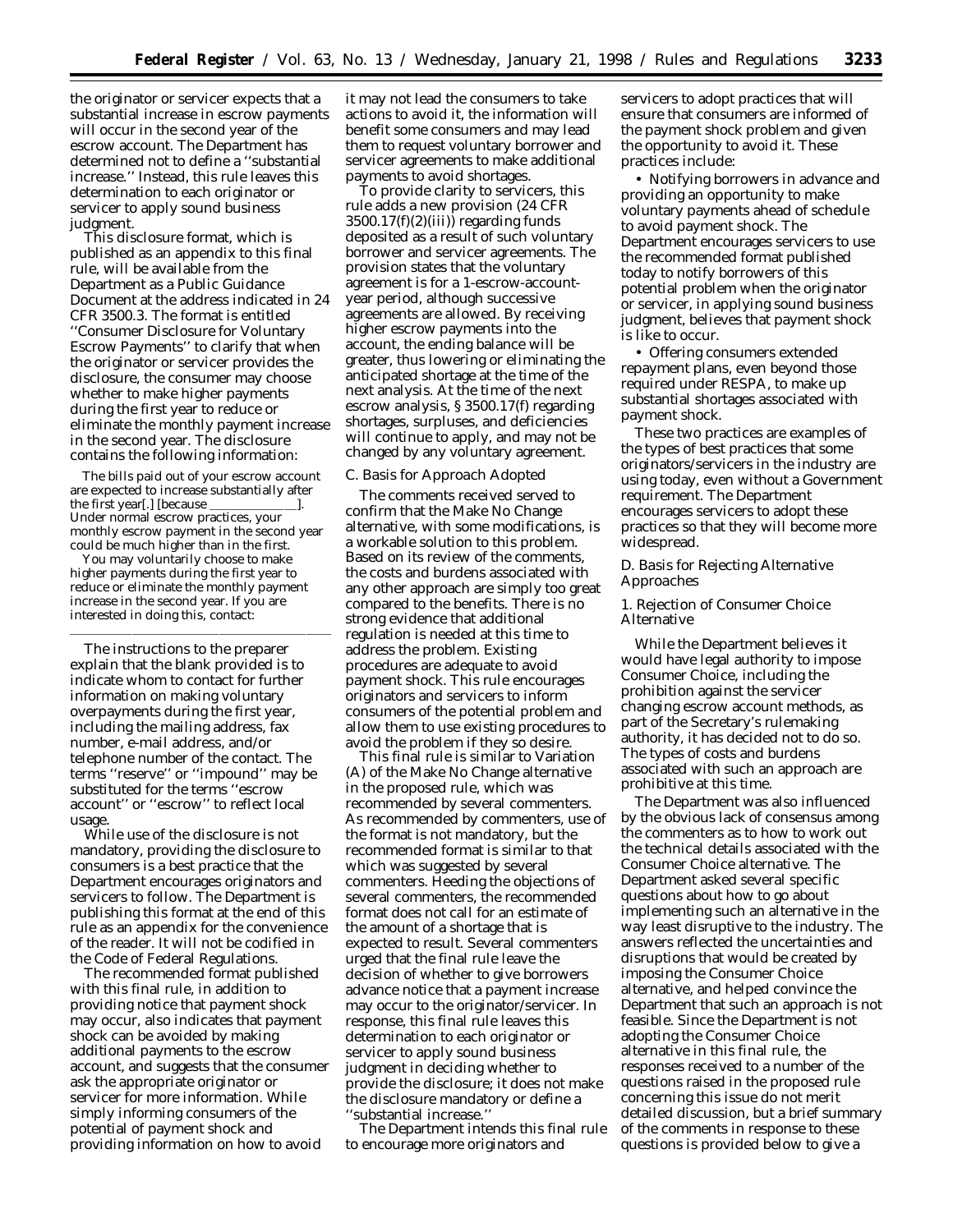the originator or servicer expects that a substantial increase in escrow payments will occur in the second year of the escrow account. The Department has determined not to define a ''substantial increase.'' Instead, this rule leaves this determination to each originator or servicer to apply sound business judgment.

This disclosure format, which is published as an appendix to this final rule, will be available from the Department as a Public Guidance Document at the address indicated in 24 CFR 3500.3. The format is entitled ''Consumer Disclosure for Voluntary Escrow Payments'' to clarify that when the originator or servicer provides the disclosure, the consumer may choose whether to make higher payments during the first year to reduce or eliminate the monthly payment increase in the second year. The disclosure contains the following information:

> The bills paid out of your escrow account are expected to increase substantially after the first year[.] [because ______________]. Under normal escrow practices, your monthly escrow payment in the second year could be much higher than in the first.
>
> You may voluntarily choose to make higher payments during the first year to reduce or eliminate the monthly payment increase in the second year. If you are interested in doing this, contact:
>
> ______________________________

The instructions to the preparer explain that the blank provided is to indicate whom to contact for further information on making voluntary overpayments during the first year, including the mailing address, fax number, e-mail address, and/or telephone number of the contact. The terms ''reserve'' or ''impound'' may be substituted for the terms ''escrow account'' or ''escrow'' to reflect local usage.

While use of the disclosure is not mandatory, providing the disclosure to consumers is a best practice that the Department encourages originators and servicers to follow. The Department is publishing this format at the end of this rule as an appendix for the convenience of the reader. It will not be codified in the Code of Federal Regulations.

The recommended format published with this final rule, in addition to providing notice that payment shock may occur, also indicates that payment shock can be avoided by making additional payments to the escrow account, and suggests that the consumer ask the appropriate originator or servicer for more information. While simply informing consumers of the potential of payment shock and providing information on how to avoid it may not lead the consumers to take actions to avoid it, the information will benefit some consumers and may lead them to request voluntary borrower and servicer agreements to make additional payments to avoid shortages.

To provide clarity to servicers, this rule adds a new provision (24 CFR 3500.17(f)(2)(iii)) regarding funds deposited as a result of such voluntary borrower and servicer agreements. The provision states that the voluntary agreement is for a 1-escrow-account-year period, although successive agreements are allowed. By receiving higher escrow payments into the account, the ending balance will be greater, thus lowering or eliminating the anticipated shortage at the time of the next analysis. At the time of the next escrow analysis, § 3500.17(f) regarding shortages, surpluses, and deficiencies will continue to apply, and may not be changed by any voluntary agreement.

*C. Basis for Approach Adopted*

The comments received served to confirm that the Make No Change alternative, with some modifications, is a workable solution to this problem. Based on its review of the comments, the costs and burdens associated with any other approach are simply too great compared to the benefits. There is no strong evidence that additional regulation is needed at this time to address the problem. Existing procedures are adequate to avoid payment shock. This rule encourages originators and servicers to inform consumers of the potential problem and allow them to use existing procedures to avoid the problem if they so desire.

This final rule is similar to Variation (A) of the Make No Change alternative in the proposed rule, which was recommended by several commenters. As recommended by commenters, use of the format is not mandatory, but the recommended format is similar to that which was suggested by several commenters. Heeding the objections of several commenters, the recommended format does not call for an estimate of the amount of a shortage that is expected to result. Several commenters urged that the final rule leave the decision of whether to give borrowers advance notice that a payment increase may occur to the originator/servicer. In response, this final rule leaves this determination to each originator or servicer to apply sound business judgment in deciding whether to provide the disclosure; it does not make the disclosure mandatory or define a ''substantial increase.''

The Department intends this final rule to encourage more originators and servicers to adopt practices that will ensure that consumers are informed of the payment shock problem and given the opportunity to avoid it. These practices include:

• Notifying borrowers in advance and providing an opportunity to make voluntary payments ahead of schedule to avoid payment shock. The Department encourages servicers to use the recommended format published today to notify borrowers of this potential problem when the originator or servicer, in applying sound business judgment, believes that payment shock is like to occur.

• Offering consumers extended repayment plans, even beyond those required under RESPA, to make up substantial shortages associated with payment shock.

These two practices are examples of the types of best practices that some originators/servicers in the industry are using today, even without a Government requirement. The Department encourages servicers to adopt these practices so that they will become more widespread.

*D. Basis for Rejecting Alternative Approaches*

*1. Rejection of Consumer Choice Alternative*

While the Department believes it would have legal authority to impose Consumer Choice, including the prohibition against the servicer changing escrow account methods, as part of the Secretary's rulemaking authority, it has decided not to do so. The types of costs and burdens associated with such an approach are prohibitive at this time.

The Department was also influenced by the obvious lack of consensus among the commenters as to how to work out the technical details associated with the Consumer Choice alternative. The Department asked several specific questions about how to go about implementing such an alternative in the way least disruptive to the industry. The answers reflected the uncertainties and disruptions that would be created by imposing the Consumer Choice alternative, and helped convince the Department that such an approach is not feasible. Since the Department is not adopting the Consumer Choice alternative in this final rule, the responses received to a number of the questions raised in the proposed rule concerning this issue do not merit detailed discussion, but a brief summary of the comments in response to these questions is provided below to give a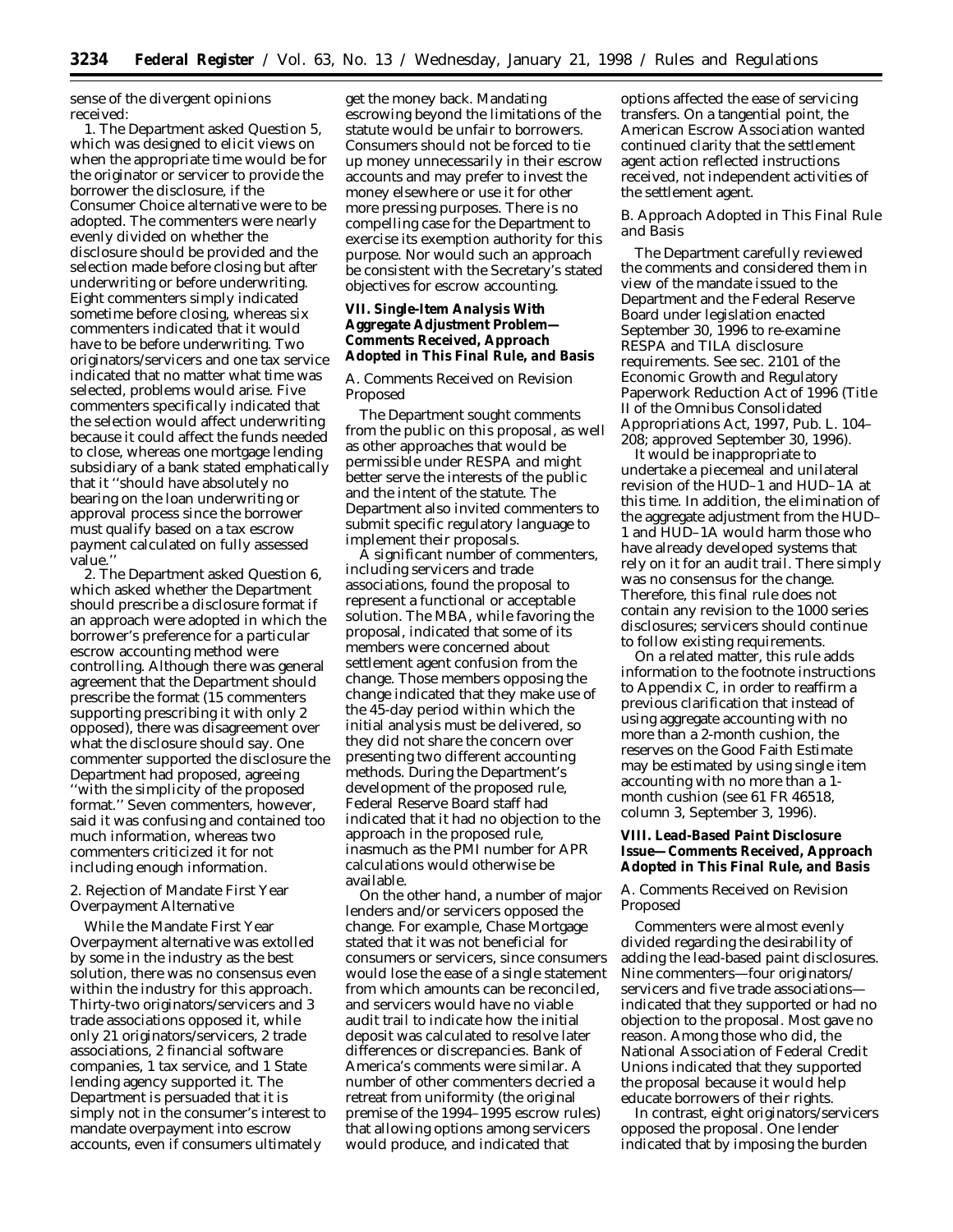sense of the divergent opinions received:

1. The Department asked Question 5, which was designed to elicit views on when the appropriate time would be for the originator or servicer to provide the borrower the disclosure, if the Consumer Choice alternative were to be adopted. The commenters were nearly evenly divided on whether the disclosure should be provided and the selection made before closing but after underwriting or before underwriting. Eight commenters simply indicated sometime before closing, whereas six commenters indicated that it would have to be before underwriting. Two originators/servicers and one tax service indicated that no matter what time was selected, problems would arise. Five commenters specifically indicated that the selection would affect underwriting because it could affect the funds needed to close, whereas one mortgage lending subsidiary of a bank stated emphatically that it ''should have absolutely no bearing on the loan underwriting or approval process since the borrower must qualify based on a tax escrow payment calculated on fully assessed value.''

2. The Department asked Question 6, which asked whether the Department should prescribe a disclosure format if an approach were adopted in which the borrower's preference for a particular escrow accounting method were controlling. Although there was general agreement that the Department should prescribe the format (15 commenters supporting prescribing it with only 2 opposed), there was disagreement over what the disclosure should say. One commenter supported the disclosure the Department had proposed, agreeing ''with the simplicity of the proposed format.'' Seven commenters, however, said it was confusing and contained too much information, whereas two commenters criticized it for not including enough information.

2. Rejection of Mandate First Year Overpayment Alternative

While the Mandate First Year Overpayment alternative was extolled by some in the industry as the best solution, there was no consensus even within the industry for this approach. Thirty-two originators/servicers and 3 trade associations opposed it, while only 21 originators/servicers, 2 trade associations, 2 financial software companies, 1 tax service, and 1 State lending agency supported it. The Department is persuaded that it is simply not in the consumer's interest to mandate overpayment into escrow accounts, even if consumers ultimately get the money back. Mandating escrowing beyond the limitations of the statute would be unfair to borrowers. Consumers should not be forced to tie up money unnecessarily in their escrow accounts and may prefer to invest the money elsewhere or use it for other more pressing purposes. There is no compelling case for the Department to exercise its exemption authority for this purpose. Nor would such an approach be consistent with the Secretary's stated objectives for escrow accounting.

### VII. Single-Item Analysis With Aggregate Adjustment Problem—Comments Received, Approach Adopted in This Final Rule, and Basis

A. Comments Received on Revision Proposed

The Department sought comments from the public on this proposal, as well as other approaches that would be permissible under RESPA and might better serve the interests of the public and the intent of the statute. The Department also invited commenters to submit specific regulatory language to implement their proposals.

A significant number of commenters, including servicers and trade associations, found the proposal to represent a functional or acceptable solution. The MBA, while favoring the proposal, indicated that some of its members were concerned about settlement agent confusion from the change. Those members opposing the change indicated that they make use of the 45-day period within which the initial analysis must be delivered, so they did not share the concern over presenting two different accounting methods. During the Department's development of the proposed rule, Federal Reserve Board staff had indicated that it had no objection to the approach in the proposed rule, inasmuch as the PMI number for APR calculations would otherwise be available.

On the other hand, a number of major lenders and/or servicers opposed the change. For example, Chase Mortgage stated that it was not beneficial for consumers or servicers, since consumers would lose the ease of a single statement from which amounts can be reconciled, and servicers would have no viable audit trail to indicate how the initial deposit was calculated to resolve later differences or discrepancies. Bank of America's comments were similar. A number of other commenters decried a retreat from uniformity (the original premise of the 1994–1995 escrow rules) that allowing options among servicers would produce, and indicated that options affected the ease of servicing transfers. On a tangential point, the American Escrow Association wanted continued clarity that the settlement agent action reflected instructions received, not independent activities of the settlement agent.

B. Approach Adopted in This Final Rule and Basis

The Department carefully reviewed the comments and considered them in view of the mandate issued to the Department and the Federal Reserve Board under legislation enacted September 30, 1996 to re-examine RESPA and TILA disclosure requirements. See sec. 2101 of the Economic Growth and Regulatory Paperwork Reduction Act of 1996 (Title II of the Omnibus Consolidated Appropriations Act, 1997, Pub. L. 104–208; approved September 30, 1996).

It would be inappropriate to undertake a piecemeal and unilateral revision of the HUD–1 and HUD–1A at this time. In addition, the elimination of the aggregate adjustment from the HUD–1 and HUD–1A would harm those who have already developed systems that rely on it for an audit trail. There simply was no consensus for the change. Therefore, this final rule does not contain any revision to the 1000 series disclosures; servicers should continue to follow existing requirements.

On a related matter, this rule adds information to the footnote instructions to Appendix C, in order to reaffirm a previous clarification that instead of using aggregate accounting with no more than a 2-month cushion, the reserves on the Good Faith Estimate may be estimated by using single item accounting with no more than a 1-month cushion (see 61 FR 46518, column 3, September 3, 1996).

### VIII. Lead-Based Paint Disclosure Issue—Comments Received, Approach Adopted in This Final Rule, and Basis

A. Comments Received on Revision Proposed

Commenters were almost evenly divided regarding the desirability of adding the lead-based paint disclosures. Nine commenters—four originators/servicers and five trade associations—indicated that they supported or had no objection to the proposal. Most gave no reason. Among those who did, the National Association of Federal Credit Unions indicated that they supported the proposal because it would help educate borrowers of their rights.

In contrast, eight originators/servicers opposed the proposal. One lender indicated that by imposing the burden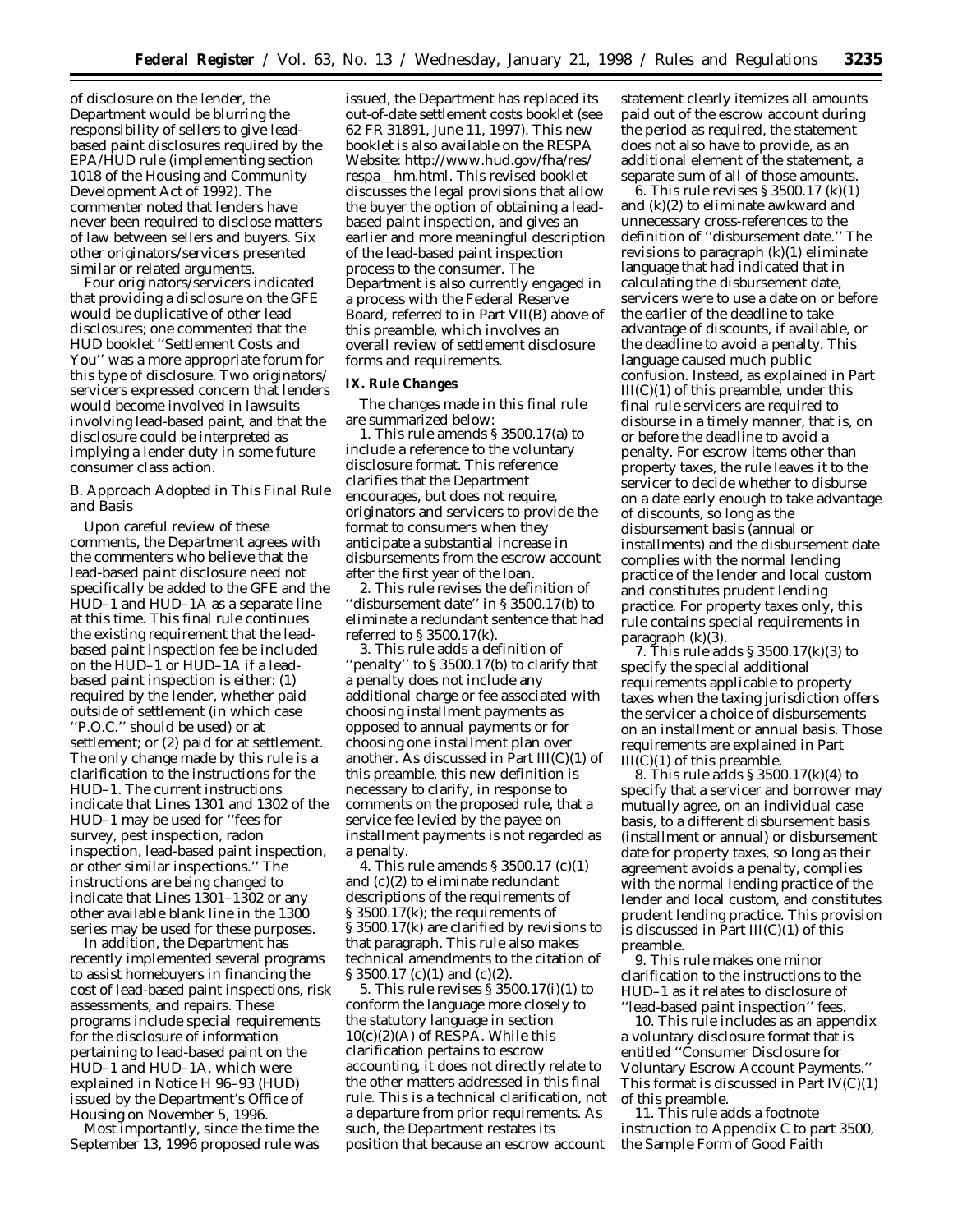of disclosure on the lender, the Department would be blurring the responsibility of sellers to give lead-based paint disclosures required by the EPA/HUD rule (implementing section 1018 of the Housing and Community Development Act of 1992). The commenter noted that lenders have never been required to disclose matters of law between sellers and buyers. Six other originators/servicers presented similar or related arguments.

Four originators/servicers indicated that providing a disclosure on the GFE would be duplicative of other lead disclosures; one commented that the HUD booklet ''Settlement Costs and You'' was a more appropriate forum for this type of disclosure. Two originators/servicers expressed concern that lenders would become involved in lawsuits involving lead-based paint, and that the disclosure could be interpreted as implying a lender duty in some future consumer class action.

*B. Approach Adopted in This Final Rule and Basis*

Upon careful review of these comments, the Department agrees with the commenters who believe that the lead-based paint disclosure need not specifically be added to the GFE and the HUD–1 and HUD–1A as a separate line at this time. This final rule continues the existing requirement that the lead-based paint inspection fee be included on the HUD–1 or HUD–1A if a lead-based paint inspection is either: (1) required by the lender, whether paid outside of settlement (in which case ''P.O.C.'' should be used) or at settlement; or (2) paid for at settlement. The only change made by this rule is a clarification to the instructions for the HUD–1. The current instructions indicate that Lines 1301 and 1302 of the HUD–1 may be used for ''fees for survey, pest inspection, radon inspection, lead-based paint inspection, or other similar inspections.'' The instructions are being changed to indicate that Lines 1301–1302 or any other available blank line in the 1300 series may be used for these purposes.

In addition, the Department has recently implemented several programs to assist homebuyers in financing the cost of lead-based paint inspections, risk assessments, and repairs. These programs include special requirements for the disclosure of information pertaining to lead-based paint on the HUD–1 and HUD–1A, which were explained in Notice H 96–93 (HUD) issued by the Department's Office of Housing on November 5, 1996.

Most importantly, since the time the September 13, 1996 proposed rule was issued, the Department has replaced its out-of-date settlement costs booklet (see 62 FR 31891, June 11, 1997). This new booklet is also available on the RESPA Website: http://www.hud.gov/fha/res/respa__hm.html. This revised booklet discusses the legal provisions that allow the buyer the option of obtaining a lead-based paint inspection, and gives an earlier and more meaningful description of the lead-based paint inspection process to the consumer. The Department is also currently engaged in a process with the Federal Reserve Board, referred to in Part VII(B) above of this preamble, which involves an overall review of settlement disclosure forms and requirements.

**IX. Rule Changes**

The changes made in this final rule are summarized below:

1. This rule amends § 3500.17(a) to include a reference to the voluntary disclosure format. This reference clarifies that the Department encourages, but does not require, originators and servicers to provide the format to consumers when they anticipate a substantial increase in disbursements from the escrow account after the first year of the loan.

2. This rule revises the definition of ''disbursement date'' in § 3500.17(b) to eliminate a redundant sentence that had referred to § 3500.17(k).

3. This rule adds a definition of ''penalty'' to § 3500.17(b) to clarify that a penalty does not include any additional charge or fee associated with choosing installment payments as opposed to annual payments or for choosing one installment plan over another. As discussed in Part III(C)(1) of this preamble, this new definition is necessary to clarify, in response to comments on the proposed rule, that a service fee levied by the payee on installment payments is not regarded as a penalty.

4. This rule amends § 3500.17 (c)(1) and (c)(2) to eliminate redundant descriptions of the requirements of § 3500.17(k); the requirements of § 3500.17(k) are clarified by revisions to that paragraph. This rule also makes technical amendments to the citation of § 3500.17 (c)(1) and (c)(2).

5. This rule revises § 3500.17(i)(1) to conform the language more closely to the statutory language in section 10(c)(2)(A) of RESPA. While this clarification pertains to escrow accounting, it does not directly relate to the other matters addressed in this final rule. This is a technical clarification, not a departure from prior requirements. As such, the Department restates its position that because an escrow account statement clearly itemizes all amounts paid out of the escrow account during the period as required, the statement does not also have to provide, as an additional element of the statement, a separate sum of all of those amounts.

6. This rule revises § 3500.17 (k)(1) and (k)(2) to eliminate awkward and unnecessary cross-references to the definition of ''disbursement date.'' The revisions to paragraph (k)(1) eliminate language that had indicated that in calculating the disbursement date, servicers were to use a date on or before the earlier of the deadline to take advantage of discounts, if available, or the deadline to avoid a penalty. This language caused much public confusion. Instead, as explained in Part III(C)(1) of this preamble, under this final rule servicers are required to disburse in a timely manner, that is, on or before the deadline to avoid a penalty. For escrow items other than property taxes, the rule leaves it to the servicer to decide whether to disburse on a date early enough to take advantage of discounts, so long as the disbursement basis (annual or installments) and the disbursement date complies with the normal lending practice of the lender and local custom and constitutes prudent lending practice. For property taxes only, this rule contains special requirements in paragraph (k)(3).

7. This rule adds § 3500.17(k)(3) to specify the special additional requirements applicable to property taxes when the taxing jurisdiction offers the servicer a choice of disbursements on an installment or annual basis. Those requirements are explained in Part III(C)(1) of this preamble.

8. This rule adds § 3500.17(k)(4) to specify that a servicer and borrower may mutually agree, on an individual case basis, to a different disbursement basis (installment or annual) or disbursement date for property taxes, so long as their agreement avoids a penalty, complies with the normal lending practice of the lender and local custom, and constitutes prudent lending practice. This provision is discussed in Part III(C)(1) of this preamble.

9. This rule makes one minor clarification to the instructions to the HUD–1 as it relates to disclosure of ''lead-based paint inspection'' fees.

10. This rule includes as an appendix a voluntary disclosure format that is entitled ''Consumer Disclosure for Voluntary Escrow Account Payments.'' This format is discussed in Part IV(C)(1) of this preamble.

11. This rule adds a footnote instruction to Appendix C to part 3500, the Sample Form of Good Faith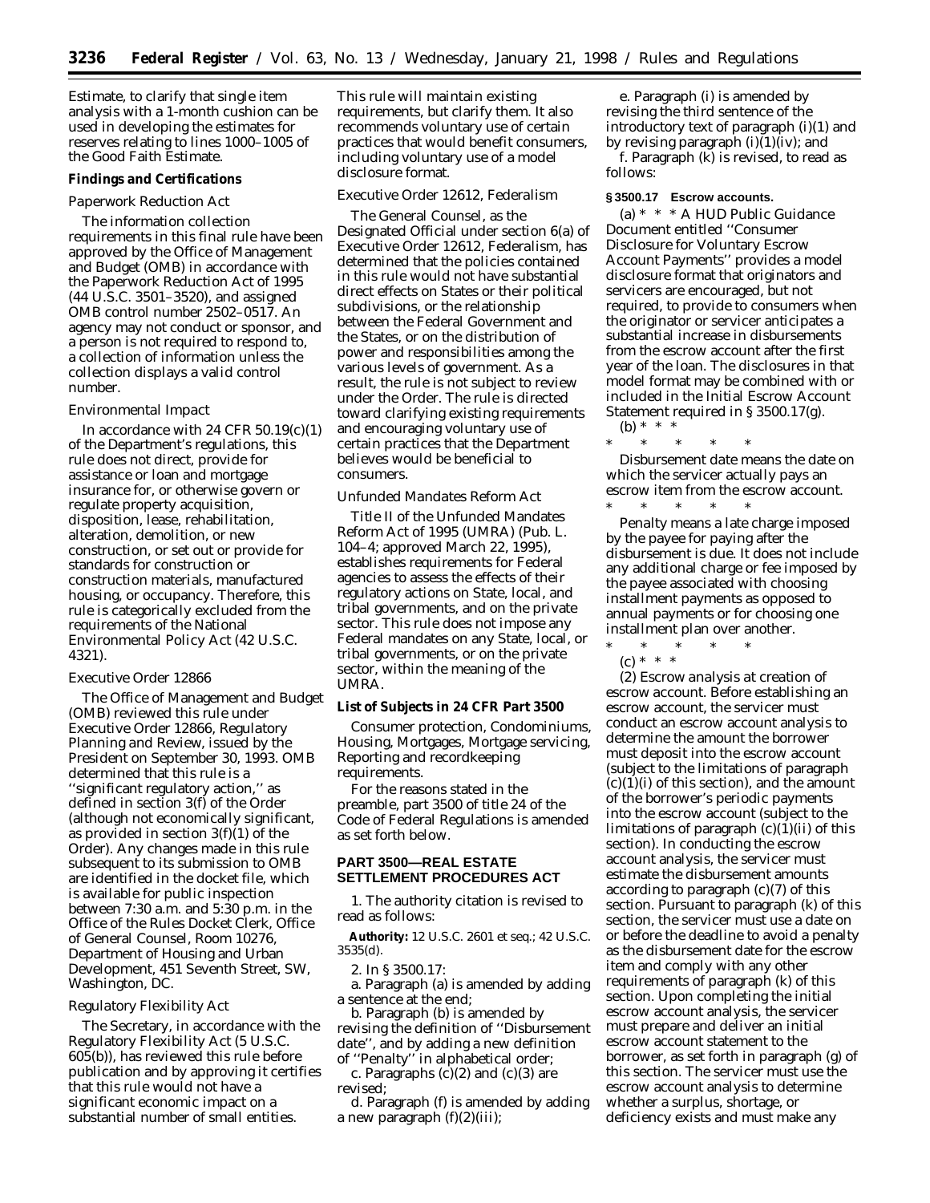Estimate, to clarify that single item analysis with a 1-month cushion can be used in developing the estimates for reserves relating to lines 1000–1005 of the Good Faith Estimate.

**Findings and Certifications**

*Paperwork Reduction Act*

The information collection requirements in this final rule have been approved by the Office of Management and Budget (OMB) in accordance with the Paperwork Reduction Act of 1995 (44 U.S.C. 3501–3520), and assigned OMB control number 2502–0517. An agency may not conduct or sponsor, and a person is not required to respond to, a collection of information unless the collection displays a valid control number.

*Environmental Impact*

In accordance with 24 CFR 50.19(c)(1) of the Department's regulations, this rule does not direct, provide for assistance or loan and mortgage insurance for, or otherwise govern or regulate property acquisition, disposition, lease, rehabilitation, alteration, demolition, or new construction, or set out or provide for standards for construction or construction materials, manufactured housing, or occupancy. Therefore, this rule is categorically excluded from the requirements of the National Environmental Policy Act (42 U.S.C. 4321).

*Executive Order 12866*

The Office of Management and Budget (OMB) reviewed this rule under Executive Order 12866, Regulatory Planning and Review, issued by the President on September 30, 1993. OMB determined that this rule is a ''significant regulatory action,'' as defined in section 3(f) of the Order (although not economically significant, as provided in section 3(f)(1) of the Order). Any changes made in this rule subsequent to its submission to OMB are identified in the docket file, which is available for public inspection between 7:30 a.m. and 5:30 p.m. in the Office of the Rules Docket Clerk, Office of General Counsel, Room 10276, Department of Housing and Urban Development, 451 Seventh Street, SW, Washington, DC.

*Regulatory Flexibility Act*

The Secretary, in accordance with the Regulatory Flexibility Act (5 U.S.C. 605(b)), has reviewed this rule before publication and by approving it certifies that this rule would not have a significant economic impact on a substantial number of small entities. This rule will maintain existing requirements, but clarify them. It also recommends voluntary use of certain practices that would benefit consumers, including voluntary use of a model disclosure format.

*Executive Order 12612, Federalism*

The General Counsel, as the Designated Official under section 6(a) of Executive Order 12612, Federalism, has determined that the policies contained in this rule would not have substantial direct effects on States or their political subdivisions, or the relationship between the Federal Government and the States, or on the distribution of power and responsibilities among the various levels of government. As a result, the rule is not subject to review under the Order. The rule is directed toward clarifying existing requirements and encouraging voluntary use of certain practices that the Department believes would be beneficial to consumers.

*Unfunded Mandates Reform Act*

Title II of the Unfunded Mandates Reform Act of 1995 (UMRA) (Pub. L. 104–4; approved March 22, 1995), establishes requirements for Federal agencies to assess the effects of their regulatory actions on State, local, and tribal governments, and on the private sector. This rule does not impose any Federal mandates on any State, local, or tribal governments, or on the private sector, within the meaning of the UMRA.

**List of Subjects in 24 CFR Part 3500**

Consumer protection, Condominiums, Housing, Mortgages, Mortgage servicing, Reporting and recordkeeping requirements.

For the reasons stated in the preamble, part 3500 of title 24 of the Code of Federal Regulations is amended as set forth below.

**PART 3500—REAL ESTATE SETTLEMENT PROCEDURES ACT**

1. The authority citation is revised to read as follows:

**Authority:** 12 U.S.C. 2601 *et seq.*; 42 U.S.C. 3535(d).

2. In § 3500.17:

a. Paragraph (a) is amended by adding a sentence at the end;

b. Paragraph (b) is amended by revising the definition of ''Disbursement date'', and by adding a new definition of ''Penalty'' in alphabetical order;

c. Paragraphs (c)(2) and (c)(3) are revised;

d. Paragraph (f) is amended by adding a new paragraph (f)(2)(iii);

e. Paragraph (i) is amended by revising the third sentence of the introductory text of paragraph (i)(1) and by revising paragraph (i)(1)(iv); and

f. Paragraph (k) is revised, to read as follows:

**§ 3500.17 Escrow accounts.**

(a) * * * A HUD Public Guidance Document entitled ''Consumer Disclosure for Voluntary Escrow Account Payments'' provides a model disclosure format that originators and servicers are encouraged, but not required, to provide to consumers when the originator or servicer anticipates a substantial increase in disbursements from the escrow account after the first year of the loan. The disclosures in that model format may be combined with or included in the Initial Escrow Account Statement required in § 3500.17(g).

(b) * * *

\* \* \* \* \*

*Disbursement date* means the date on which the servicer actually pays an escrow item from the escrow account.

\* \* \* \* \*

*Penalty* means a late charge imposed by the payee for paying after the disbursement is due. It does not include any additional charge or fee imposed by the payee associated with choosing installment payments as opposed to annual payments or for choosing one installment plan over another.

\* \* \* \* \*

(c) * * *

(2) *Escrow analysis at creation of escrow account.* Before establishing an escrow account, the servicer must conduct an escrow account analysis to determine the amount the borrower must deposit into the escrow account (subject to the limitations of paragraph (c)(1)(i) of this section), and the amount of the borrower's periodic payments into the escrow account (subject to the limitations of paragraph (c)(1)(ii) of this section). In conducting the escrow account analysis, the servicer must estimate the disbursement amounts according to paragraph (c)(7) of this section. Pursuant to paragraph (k) of this section, the servicer must use a date on or before the deadline to avoid a penalty as the disbursement date for the escrow item and comply with any other requirements of paragraph (k) of this section. Upon completing the initial escrow account analysis, the servicer must prepare and deliver an initial escrow account statement to the borrower, as set forth in paragraph (g) of this section. The servicer must use the escrow account analysis to determine whether a surplus, shortage, or deficiency exists and must make any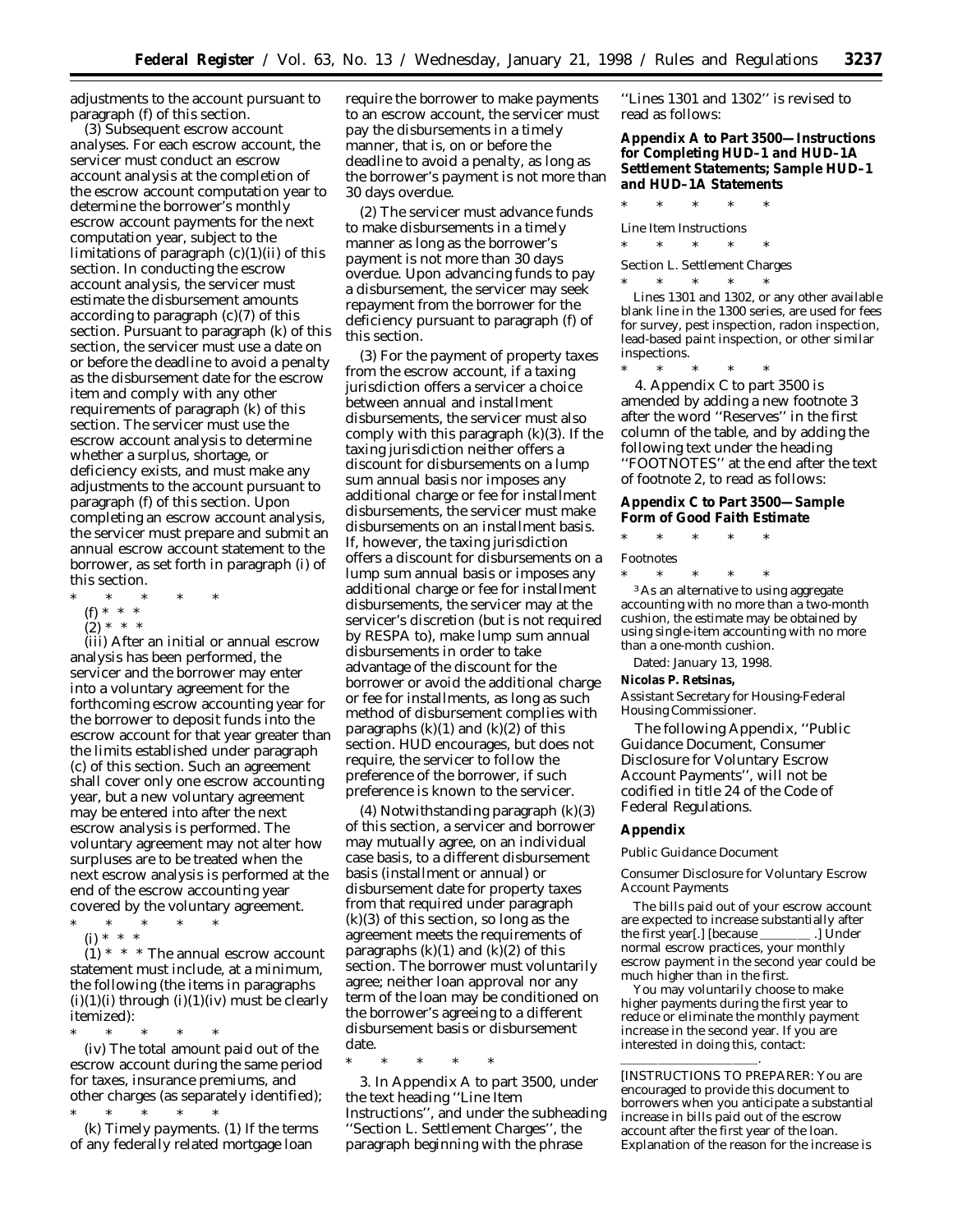adjustments to the account pursuant to paragraph (f) of this section.

(3) *Subsequent escrow account analyses.* For each escrow account, the servicer must conduct an escrow account analysis at the completion of the escrow account computation year to determine the borrower's monthly escrow account payments for the next computation year, subject to the limitations of paragraph (c)(1)(ii) of this section. In conducting the escrow account analysis, the servicer must estimate the disbursement amounts according to paragraph (c)(7) of this section. Pursuant to paragraph (k) of this section, the servicer must use a date on or before the deadline to avoid a penalty as the disbursement date for the escrow item and comply with any other requirements of paragraph (k) of this section. The servicer must use the escrow account analysis to determine whether a surplus, shortage, or deficiency exists, and must make any adjustments to the account pursuant to paragraph (f) of this section. Upon completing an escrow account analysis, the servicer must prepare and submit an annual escrow account statement to the borrower, as set forth in paragraph (i) of this section.

\* \* \* \* \*

(f) \* \* \*

(2) \* \* \*

(iii) After an initial or annual escrow analysis has been performed, the servicer and the borrower may enter into a voluntary agreement for the forthcoming escrow accounting year for the borrower to deposit funds into the escrow account for that year greater than the limits established under paragraph (c) of this section. Such an agreement shall cover only one escrow accounting year, but a new voluntary agreement may be entered into after the next escrow analysis is performed. The voluntary agreement may not alter how surpluses are to be treated when the next escrow analysis is performed at the end of the escrow accounting year covered by the voluntary agreement.

\* \* \* \* \*

(i) \* \* \*

(1) \* \* \* The annual escrow account statement must include, at a minimum, the following (the items in paragraphs (i)(1)(i) through (i)(1)(iv) must be clearly itemized):

\* \* \* \* \*

(iv) The total amount paid out of the escrow account during the same period for taxes, insurance premiums, and other charges (as separately identified);

\* \* \* \* \*

(k) *Timely payments.* (1) If the terms of any federally related mortgage loan require the borrower to make payments to an escrow account, the servicer must pay the disbursements in a timely manner, that is, on or before the deadline to avoid a penalty, as long as the borrower's payment is not more than 30 days overdue.

(2) The servicer must advance funds to make disbursements in a timely manner as long as the borrower's payment is not more than 30 days overdue. Upon advancing funds to pay a disbursement, the servicer may seek repayment from the borrower for the deficiency pursuant to paragraph (f) of this section.

(3) For the payment of property taxes from the escrow account, if a taxing jurisdiction offers a servicer a choice between annual and installment disbursements, the servicer must also comply with this paragraph (k)(3). If the taxing jurisdiction neither offers a discount for disbursements on a lump sum annual basis nor imposes any additional charge or fee for installment disbursements, the servicer must make disbursements on an installment basis. If, however, the taxing jurisdiction offers a discount for disbursements on a lump sum annual basis or imposes any additional charge or fee for installment disbursements, the servicer may at the servicer's discretion (but is not required by RESPA to), make lump sum annual disbursements in order to take advantage of the discount for the borrower or avoid the additional charge or fee for installments, as long as such method of disbursement complies with paragraphs (k)(1) and (k)(2) of this section. HUD encourages, but does not require, the servicer to follow the preference of the borrower, if such preference is known to the servicer.

(4) Notwithstanding paragraph (k)(3) of this section, a servicer and borrower may mutually agree, on an individual case basis, to a different disbursement basis (installment or annual) or disbursement date for property taxes from that required under paragraph (k)(3) of this section, so long as the agreement meets the requirements of paragraphs (k)(1) and (k)(2) of this section. The borrower must voluntarily agree; neither loan approval nor any term of the loan may be conditioned on the borrower's agreeing to a different disbursement basis or disbursement date.

\* \* \* \* \*

3. In Appendix A to part 3500, under the text heading "Line Item Instructions", and under the subheading "Section L. Settlement Charges", the paragraph beginning with the phrase "Lines 1301 and 1302" is revised to read as follows:

**Appendix A to Part 3500—Instructions for Completing HUD–1 and HUD–1A Settlement Statements; Sample HUD–1 and HUD–1A Statements**

\* \* \* \* \*

*Line Item Instructions*

\* \* \* \* \*

*Section L. Settlement Charges*

\* \* \* \* \*

Lines 1301 and 1302, or any other available blank line in the 1300 series, are used for fees for survey, pest inspection, radon inspection, lead-based paint inspection, or other similar inspections.

\* \* \* \* \*

4. Appendix C to part 3500 is amended by adding a new footnote 3 after the word "Reserves" in the first column of the table, and by adding the following text under the heading "FOOTNOTES" at the end after the text of footnote 2, to read as follows:

**Appendix C to Part 3500—Sample Form of Good Faith Estimate**

\* \* \* \* \*

*Footnotes*

\* \* \* \* \*

[3] As an alternative to using aggregate accounting with no more than a two-month cushion, the estimate may be obtained by using single-item accounting with no more than a one-month cushion.

Dated: January 13, 1998.

**Nicolas P. Retsinas,**

*Assistant Secretary for Housing-Federal Housing Commissioner.*

The following Appendix, "Public Guidance Document, Consumer Disclosure for Voluntary Escrow Account Payments", will not be codified in title 24 of the Code of Federal Regulations.

**Appendix**

*Public Guidance Document*

*Consumer Disclosure for Voluntary Escrow Account Payments*

The bills paid out of your escrow account are expected to increase substantially after the first year[.] [because \_\_\_\_\_\_\_\_ .] Under normal escrow practices, your monthly escrow payment in the second year could be much higher than in the first.

You may voluntarily choose to make higher payments during the first year to reduce or eliminate the monthly payment increase in the second year. If you are interested in doing this, contact:

\_\_\_\_\_\_\_\_\_\_\_\_\_\_\_\_\_\_\_\_.

[INSTRUCTIONS TO PREPARER: You are encouraged to provide this document to borrowers when you anticipate a substantial increase in bills paid out of the escrow account after the first year of the loan. Explanation of the reason for the increase is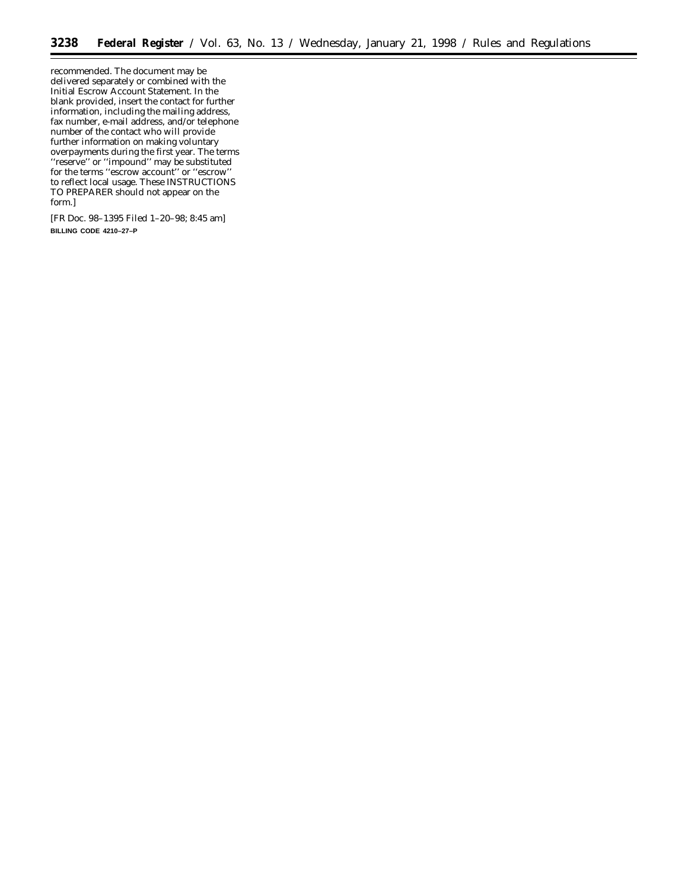recommended. The document may be delivered separately or combined with the Initial Escrow Account Statement. In the blank provided, insert the contact for further information, including the mailing address, fax number, e-mail address, and/or telephone number of the contact who will provide further information on making voluntary overpayments during the first year. The terms ''reserve'' or ''impound'' may be substituted for the terms ''escrow account'' or ''escrow'' to reflect local usage. These INSTRUCTIONS TO PREPARER should not appear on the form.]

[FR Doc. 98–1395 Filed 1–20–98; 8:45 am]

**BILLING CODE 4210–27–P**